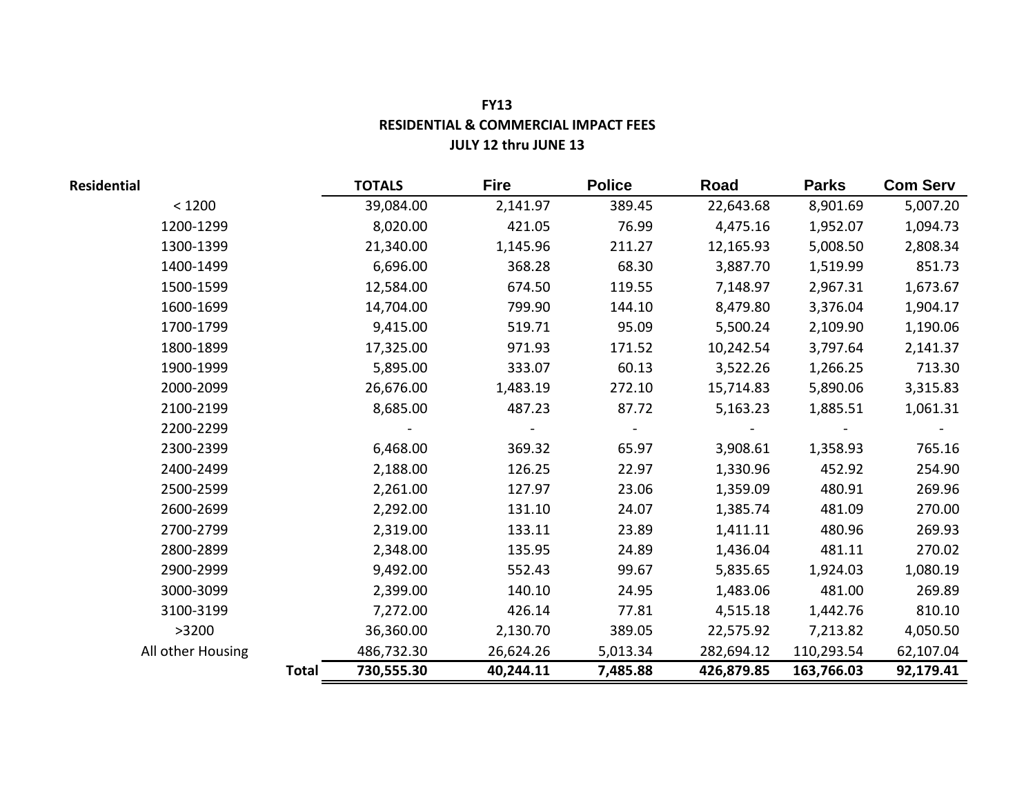**FY13**

**RESIDENTIAL & COMMERCIAL IMPACT FEES**

**JULY 12 thru JUNE 13**

| **Residential** | | **TOTALS** | **Fire** | **Police** | **Road** | **Parks** | **Com Serv** |
|---|---|---|---|---|---|---|---|
| < 1200 | | 39,084.00 | 2,141.97 | 389.45 | 22,643.68 | 8,901.69 | 5,007.20 |
| 1200-1299 | | 8,020.00 | 421.05 | 76.99 | 4,475.16 | 1,952.07 | 1,094.73 |
| 1300-1399 | | 21,340.00 | 1,145.96 | 211.27 | 12,165.93 | 5,008.50 | 2,808.34 |
| 1400-1499 | | 6,696.00 | 368.28 | 68.30 | 3,887.70 | 1,519.99 | 851.73 |
| 1500-1599 | | 12,584.00 | 674.50 | 119.55 | 7,148.97 | 2,967.31 | 1,673.67 |
| 1600-1699 | | 14,704.00 | 799.90 | 144.10 | 8,479.80 | 3,376.04 | 1,904.17 |
| 1700-1799 | | 9,415.00 | 519.71 | 95.09 | 5,500.24 | 2,109.90 | 1,190.06 |
| 1800-1899 | | 17,325.00 | 971.93 | 171.52 | 10,242.54 | 3,797.64 | 2,141.37 |
| 1900-1999 | | 5,895.00 | 333.07 | 60.13 | 3,522.26 | 1,266.25 | 713.30 |
| 2000-2099 | | 26,676.00 | 1,483.19 | 272.10 | 15,714.83 | 5,890.06 | 3,315.83 |
| 2100-2199 | | 8,685.00 | 487.23 | 87.72 | 5,163.23 | 1,885.51 | 1,061.31 |
| 2200-2299 | | - | - | - | - | - | - |
| 2300-2399 | | 6,468.00 | 369.32 | 65.97 | 3,908.61 | 1,358.93 | 765.16 |
| 2400-2499 | | 2,188.00 | 126.25 | 22.97 | 1,330.96 | 452.92 | 254.90 |
| 2500-2599 | | 2,261.00 | 127.97 | 23.06 | 1,359.09 | 480.91 | 269.96 |
| 2600-2699 | | 2,292.00 | 131.10 | 24.07 | 1,385.74 | 481.09 | 270.00 |
| 2700-2799 | | 2,319.00 | 133.11 | 23.89 | 1,411.11 | 480.96 | 269.93 |
| 2800-2899 | | 2,348.00 | 135.95 | 24.89 | 1,436.04 | 481.11 | 270.02 |
| 2900-2999 | | 9,492.00 | 552.43 | 99.67 | 5,835.65 | 1,924.03 | 1,080.19 |
| 3000-3099 | | 2,399.00 | 140.10 | 24.95 | 1,483.06 | 481.00 | 269.89 |
| 3100-3199 | | 7,272.00 | 426.14 | 77.81 | 4,515.18 | 1,442.76 | 810.10 |
| >3200 | | 36,360.00 | 2,130.70 | 389.05 | 22,575.92 | 7,213.82 | 4,050.50 |
| All other Housing | | 486,732.30 | 26,624.26 | 5,013.34 | 282,694.12 | 110,293.54 | 62,107.04 |
| | **Total** | **730,555.30** | **40,244.11** | **7,485.88** | **426,879.85** | **163,766.03** | **92,179.41** |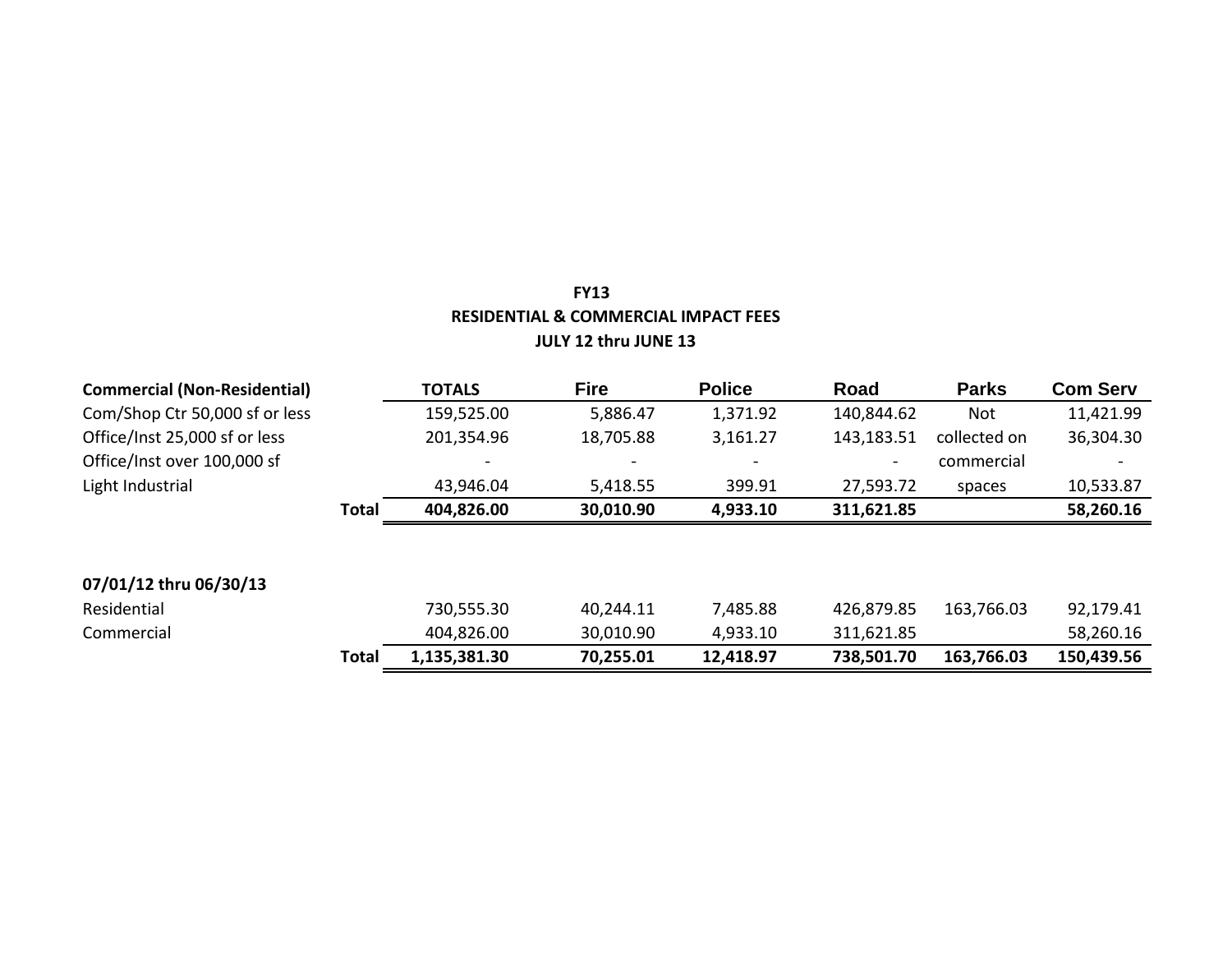**FY13**
**RESIDENTIAL & COMMERCIAL IMPACT FEES**
**JULY 12 thru JUNE 13**

| **Commercial (Non-Residential)** | | **TOTALS** | **Fire** | **Police** | **Road** | **Parks** | **Com Serv** |
|---|---|---|---|---|---|---|---|
| Com/Shop Ctr 50,000 sf or less | | 159,525.00 | 5,886.47 | 1,371.92 | 140,844.62 | Not | 11,421.99 |
| Office/Inst 25,000 sf or less | | 201,354.96 | 18,705.88 | 3,161.27 | 143,183.51 | collected on | 36,304.30 |
| Office/Inst over 100,000 sf | | - | - | - | - | commercial | - |
| Light Industrial | | 43,946.04 | 5,418.55 | 399.91 | 27,593.72 | spaces | 10,533.87 |
| | **Total** | **404,826.00** | **30,010.90** | **4,933.10** | **311,621.85** | | **58,260.16** |

| **07/01/12 thru 06/30/13** | | | | | | | |
|---|---|---|---|---|---|---|---|
| Residential | | 730,555.30 | 40,244.11 | 7,485.88 | 426,879.85 | 163,766.03 | 92,179.41 |
| Commercial | | 404,826.00 | 30,010.90 | 4,933.10 | 311,621.85 | | 58,260.16 |
| | **Total** | **1,135,381.30** | **70,255.01** | **12,418.97** | **738,501.70** | **163,766.03** | **150,439.56** |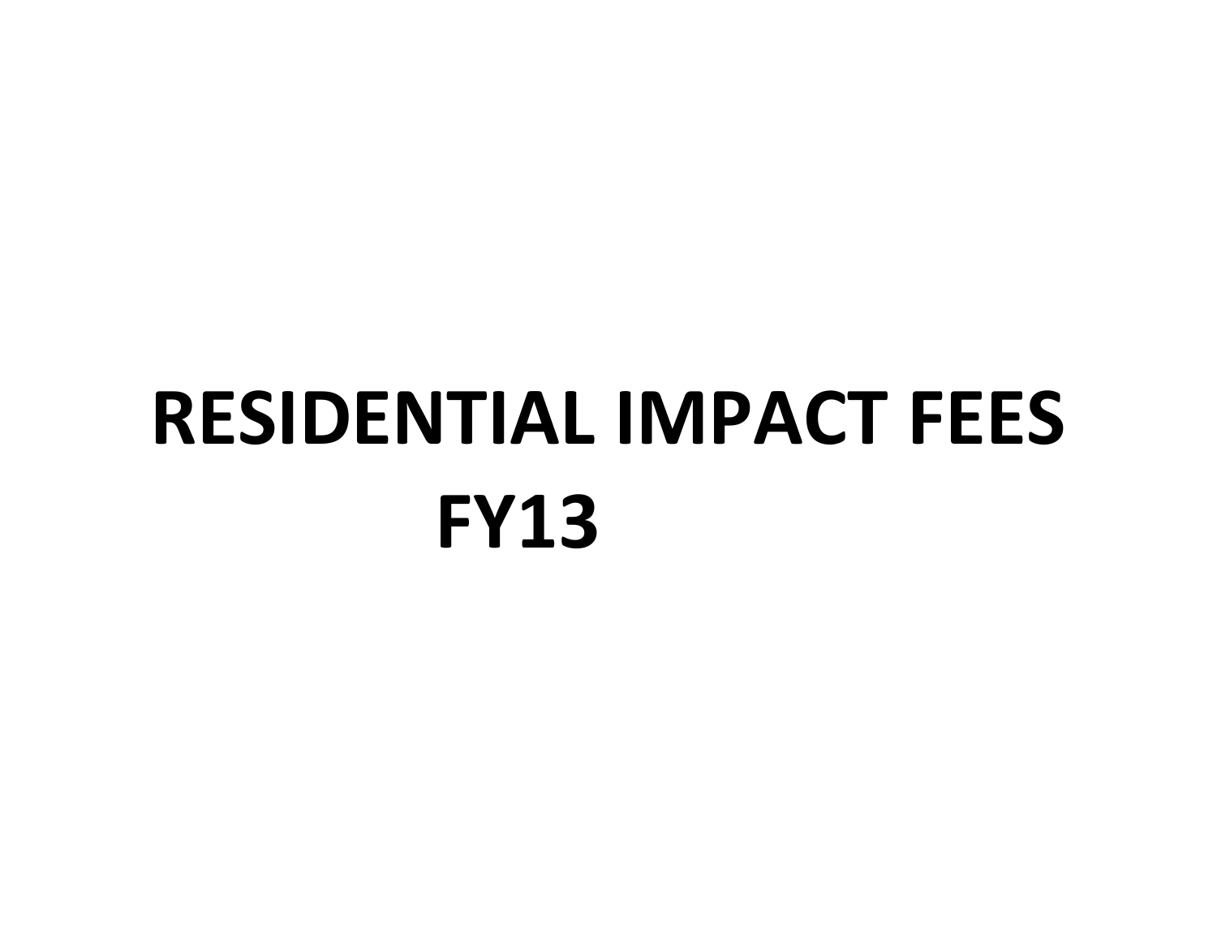# RESIDENTIAL IMPACT FEES FY13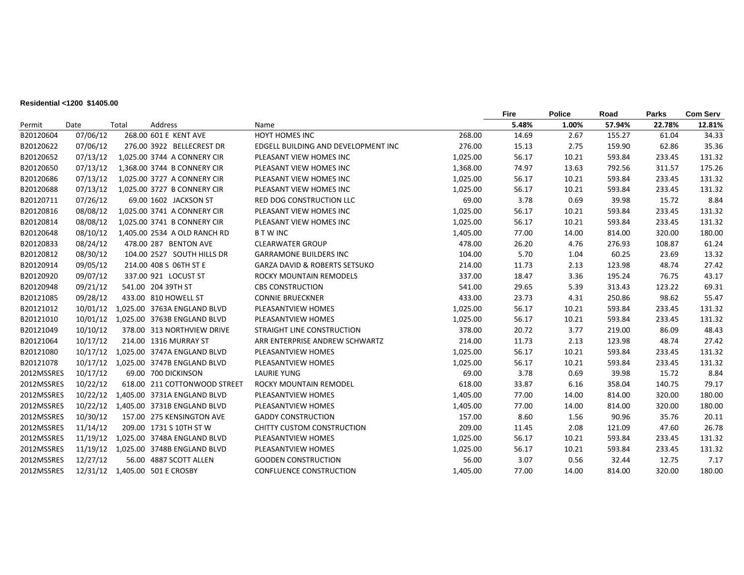**Residential <1200 $1405.00**

| Permit | Date | Total | Address | Name | | Fire 5.48% | Police 1.00% | Road 57.94% | Parks 22.78% | Com Serv 12.81% |
|---|---|---|---|---|---|---|---|---|---|---|
| B20120604 | 07/06/12 | 268.00 | 601 E KENT AVE | HOYT HOMES INC | 268.00 | 14.69 | 2.67 | 155.27 | 61.04 | 34.33 |
| B20120622 | 07/06/12 | 276.00 | 3922 BELLECREST DR | EDGELL BUILDING AND DEVELOPMENT INC | 276.00 | 15.13 | 2.75 | 159.90 | 62.86 | 35.36 |
| B20120652 | 07/13/12 | 1,025.00 | 3744 A CONNERY CIR | PLEASANT VIEW HOMES INC | 1,025.00 | 56.17 | 10.21 | 593.84 | 233.45 | 131.32 |
| B20120650 | 07/13/12 | 1,368.00 | 3744 B CONNERY CIR | PLEASANT VIEW HOMES INC | 1,368.00 | 74.97 | 13.63 | 792.56 | 311.57 | 175.26 |
| B20120686 | 07/13/12 | 1,025.00 | 3727 A CONNERY CIR | PLEASANT VIEW HOMES INC | 1,025.00 | 56.17 | 10.21 | 593.84 | 233.45 | 131.32 |
| B20120688 | 07/13/12 | 1,025.00 | 3727 B CONNERY CIR | PLEASANT VIEW HOMES INC | 1,025.00 | 56.17 | 10.21 | 593.84 | 233.45 | 131.32 |
| B20120711 | 07/26/12 | 69.00 | 1602 JACKSON ST | RED DOG CONSTRUCTION LLC | 69.00 | 3.78 | 0.69 | 39.98 | 15.72 | 8.84 |
| B20120816 | 08/08/12 | 1,025.00 | 3741 A CONNERY CIR | PLEASANT VIEW HOMES INC | 1,025.00 | 56.17 | 10.21 | 593.84 | 233.45 | 131.32 |
| B20120814 | 08/08/12 | 1,025.00 | 3741 B CONNERY CIR | PLEASANT VIEW HOMES INC | 1,025.00 | 56.17 | 10.21 | 593.84 | 233.45 | 131.32 |
| B20120648 | 08/10/12 | 1,405.00 | 2534 A OLD RANCH RD | B T W INC | 1,405.00 | 77.00 | 14.00 | 814.00 | 320.00 | 180.00 |
| B20120833 | 08/24/12 | 478.00 | 287 BENTON AVE | CLEARWATER GROUP | 478.00 | 26.20 | 4.76 | 276.93 | 108.87 | 61.24 |
| B20120812 | 08/30/12 | 104.00 | 2527 SOUTH HILLS DR | GARRAMONE BUILDERS INC | 104.00 | 5.70 | 1.04 | 60.25 | 23.69 | 13.32 |
| B20120914 | 09/05/12 | 214.00 | 408 S 06TH ST E | GARZA DAVID & ROBERTS SETSUKO | 214.00 | 11.73 | 2.13 | 123.98 | 48.74 | 27.42 |
| B20120920 | 09/07/12 | 337.00 | 921 LOCUST ST | ROCKY MOUNTAIN REMODELS | 337.00 | 18.47 | 3.36 | 195.24 | 76.75 | 43.17 |
| B20120948 | 09/21/12 | 541.00 | 204 39TH ST | CBS CONSTRUCTION | 541.00 | 29.65 | 5.39 | 313.43 | 123.22 | 69.31 |
| B20121085 | 09/28/12 | 433.00 | 810 HOWELL ST | CONNIE BRUECKNER | 433.00 | 23.73 | 4.31 | 250.86 | 98.62 | 55.47 |
| B20121012 | 10/01/12 | 1,025.00 | 3763A ENGLAND BLVD | PLEASANTVIEW HOMES | 1,025.00 | 56.17 | 10.21 | 593.84 | 233.45 | 131.32 |
| B20121010 | 10/01/12 | 1,025.00 | 3763B ENGLAND BLVD | PLEASANTVIEW HOMES | 1,025.00 | 56.17 | 10.21 | 593.84 | 233.45 | 131.32 |
| B20121049 | 10/10/12 | 378.00 | 313 NORTHVIEW DRIVE | STRAIGHT LINE CONSTRUCTION | 378.00 | 20.72 | 3.77 | 219.00 | 86.09 | 48.43 |
| B20121064 | 10/17/12 | 214.00 | 1316 MURRAY ST | ARR ENTERPRISE ANDREW SCHWARTZ | 214.00 | 11.73 | 2.13 | 123.98 | 48.74 | 27.42 |
| B20121080 | 10/17/12 | 1,025.00 | 3747A ENGLAND BLVD | PLEASANTVIEW HOMES | 1,025.00 | 56.17 | 10.21 | 593.84 | 233.45 | 131.32 |
| B20121078 | 10/17/12 | 1,025.00 | 3747B ENGLAND BLVD | PLEASANTVIEW HOMES | 1,025.00 | 56.17 | 10.21 | 593.84 | 233.45 | 131.32 |
| 2012MSSRES | 10/17/12 | 69.00 | 700 DICKINSON | LAURIE YUNG | 69.00 | 3.78 | 0.69 | 39.98 | 15.72 | 8.84 |
| 2012MSSRES | 10/22/12 | 618.00 | 211 COTTONWOOD STREET | ROCKY MOUNTAIN REMODEL | 618.00 | 33.87 | 6.16 | 358.04 | 140.75 | 79.17 |
| 2012MSSRES | 10/22/12 | 1,405.00 | 3731A ENGLAND BLVD | PLEASANTVIEW HOMES | 1,405.00 | 77.00 | 14.00 | 814.00 | 320.00 | 180.00 |
| 2012MSSRES | 10/22/12 | 1,405.00 | 3731B ENGLAND BLVD | PLEASANTVIEW HOMES | 1,405.00 | 77.00 | 14.00 | 814.00 | 320.00 | 180.00 |
| 2012MSSRES | 10/30/12 | 157.00 | 275 KENSINGTON AVE | GADDY CONSTRUCTION | 157.00 | 8.60 | 1.56 | 90.96 | 35.76 | 20.11 |
| 2012MSSRES | 11/14/12 | 209.00 | 1731 S 10TH ST W | CHITTY CUSTOM CONSTRUCTION | 209.00 | 11.45 | 2.08 | 121.09 | 47.60 | 26.78 |
| 2012MSSRES | 11/19/12 | 1,025.00 | 3748A ENGLAND BLVD | PLEASANTVIEW HOMES | 1,025.00 | 56.17 | 10.21 | 593.84 | 233.45 | 131.32 |
| 2012MSSRES | 11/19/12 | 1,025.00 | 3748B ENGLAND BLVD | PLEASANTVIEW HOMES | 1,025.00 | 56.17 | 10.21 | 593.84 | 233.45 | 131.32 |
| 2012MSSRES | 12/27/12 | 56.00 | 4887 SCOTT ALLEN | GOODEN CONSTRUCTION | 56.00 | 3.07 | 0.56 | 32.44 | 12.75 | 7.17 |
| 2012MSSRES | 12/31/12 | 1,405.00 | 501 E CROSBY | CONFLUENCE CONSTRUCTION | 1,405.00 | 77.00 | 14.00 | 814.00 | 320.00 | 180.00 |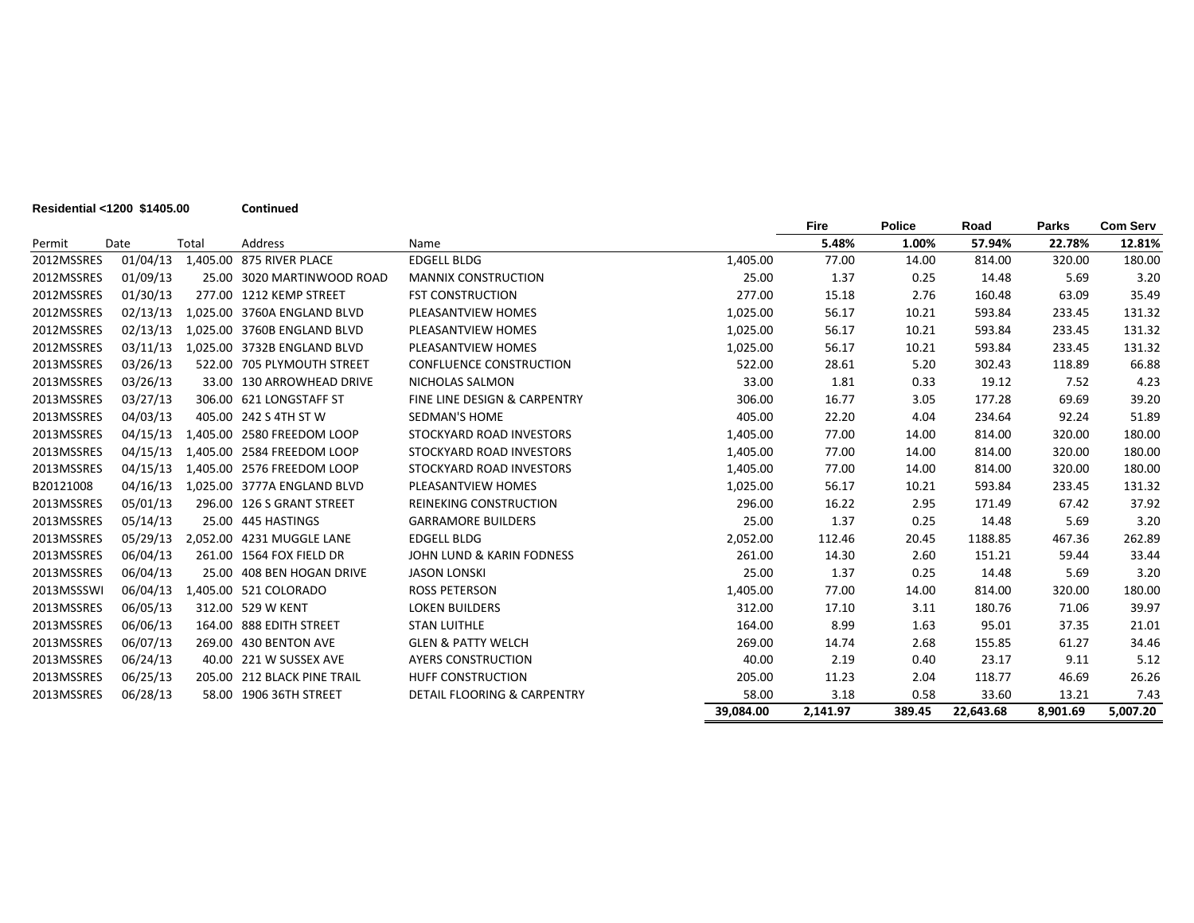**Residential <1200 $1405.00** **Continued**

| Permit | Date | Total | Address | Name | | Fire | Police | Road | Parks | Com Serv |
|---|---|---|---|---|---|---|---|---|---|---|
| | | | | | | **5.48%** | **1.00%** | **57.94%** | **22.78%** | **12.81%** |
| 2012MSSRES | 01/04/13 | 1,405.00 | 875 RIVER PLACE | EDGELL BLDG | 1,405.00 | 77.00 | 14.00 | 814.00 | 320.00 | 180.00 |
| 2012MSSRES | 01/09/13 | 25.00 | 3020 MARTINWOOD ROAD | MANNIX CONSTRUCTION | 25.00 | 1.37 | 0.25 | 14.48 | 5.69 | 3.20 |
| 2012MSSRES | 01/30/13 | 277.00 | 1212 KEMP STREET | FST CONSTRUCTION | 277.00 | 15.18 | 2.76 | 160.48 | 63.09 | 35.49 |
| 2012MSSRES | 02/13/13 | 1,025.00 | 3760A ENGLAND BLVD | PLEASANTVIEW HOMES | 1,025.00 | 56.17 | 10.21 | 593.84 | 233.45 | 131.32 |
| 2012MSSRES | 02/13/13 | 1,025.00 | 3760B ENGLAND BLVD | PLEASANTVIEW HOMES | 1,025.00 | 56.17 | 10.21 | 593.84 | 233.45 | 131.32 |
| 2012MSSRES | 03/11/13 | 1,025.00 | 3732B ENGLAND BLVD | PLEASANTVIEW HOMES | 1,025.00 | 56.17 | 10.21 | 593.84 | 233.45 | 131.32 |
| 2013MSSRES | 03/26/13 | 522.00 | 705 PLYMOUTH STREET | CONFLUENCE CONSTRUCTION | 522.00 | 28.61 | 5.20 | 302.43 | 118.89 | 66.88 |
| 2013MSSRES | 03/26/13 | 33.00 | 130 ARROWHEAD DRIVE | NICHOLAS SALMON | 33.00 | 1.81 | 0.33 | 19.12 | 7.52 | 4.23 |
| 2013MSSRES | 03/27/13 | 306.00 | 621 LONGSTAFF ST | FINE LINE DESIGN & CARPENTRY | 306.00 | 16.77 | 3.05 | 177.28 | 69.69 | 39.20 |
| 2013MSSRES | 04/03/13 | 405.00 | 242 S 4TH ST W | SEDMAN'S HOME | 405.00 | 22.20 | 4.04 | 234.64 | 92.24 | 51.89 |
| 2013MSSRES | 04/15/13 | 1,405.00 | 2580 FREEDOM LOOP | STOCKYARD ROAD INVESTORS | 1,405.00 | 77.00 | 14.00 | 814.00 | 320.00 | 180.00 |
| 2013MSSRES | 04/15/13 | 1,405.00 | 2584 FREEDOM LOOP | STOCKYARD ROAD INVESTORS | 1,405.00 | 77.00 | 14.00 | 814.00 | 320.00 | 180.00 |
| 2013MSSRES | 04/15/13 | 1,405.00 | 2576 FREEDOM LOOP | STOCKYARD ROAD INVESTORS | 1,405.00 | 77.00 | 14.00 | 814.00 | 320.00 | 180.00 |
| B20121008 | 04/16/13 | 1,025.00 | 3777A ENGLAND BLVD | PLEASANTVIEW HOMES | 1,025.00 | 56.17 | 10.21 | 593.84 | 233.45 | 131.32 |
| 2013MSSRES | 05/01/13 | 296.00 | 126 S GRANT STREET | REINEKING CONSTRUCTION | 296.00 | 16.22 | 2.95 | 171.49 | 67.42 | 37.92 |
| 2013MSSRES | 05/14/13 | 25.00 | 445 HASTINGS | GARRAMORE BUILDERS | 25.00 | 1.37 | 0.25 | 14.48 | 5.69 | 3.20 |
| 2013MSSRES | 05/29/13 | 2,052.00 | 4231 MUGGLE LANE | EDGELL BLDG | 2,052.00 | 112.46 | 20.45 | 1188.85 | 467.36 | 262.89 |
| 2013MSSRES | 06/04/13 | 261.00 | 1564 FOX FIELD DR | JOHN LUND & KARIN FODNESS | 261.00 | 14.30 | 2.60 | 151.21 | 59.44 | 33.44 |
| 2013MSSRES | 06/04/13 | 25.00 | 408 BEN HOGAN DRIVE | JASON LONSKI | 25.00 | 1.37 | 0.25 | 14.48 | 5.69 | 3.20 |
| 2013MSSSWI | 06/04/13 | 1,405.00 | 521 COLORADO | ROSS PETERSON | 1,405.00 | 77.00 | 14.00 | 814.00 | 320.00 | 180.00 |
| 2013MSSRES | 06/05/13 | 312.00 | 529 W KENT | LOKEN BUILDERS | 312.00 | 17.10 | 3.11 | 180.76 | 71.06 | 39.97 |
| 2013MSSRES | 06/06/13 | 164.00 | 888 EDITH STREET | STAN LUITHLE | 164.00 | 8.99 | 1.63 | 95.01 | 37.35 | 21.01 |
| 2013MSSRES | 06/07/13 | 269.00 | 430 BENTON AVE | GLEN & PATTY WELCH | 269.00 | 14.74 | 2.68 | 155.85 | 61.27 | 34.46 |
| 2013MSSRES | 06/24/13 | 40.00 | 221 W SUSSEX AVE | AYERS CONSTRUCTION | 40.00 | 2.19 | 0.40 | 23.17 | 9.11 | 5.12 |
| 2013MSSRES | 06/25/13 | 205.00 | 212 BLACK PINE TRAIL | HUFF CONSTRUCTION | 205.00 | 11.23 | 2.04 | 118.77 | 46.69 | 26.26 |
| 2013MSSRES | 06/28/13 | 58.00 | 1906 36TH STREET | DETAIL FLOORING & CARPENTRY | 58.00 | 3.18 | 0.58 | 33.60 | 13.21 | 7.43 |
| | | | | | **39,084.00** | **2,141.97** | **389.45** | **22,643.68** | **8,901.69** | **5,007.20** |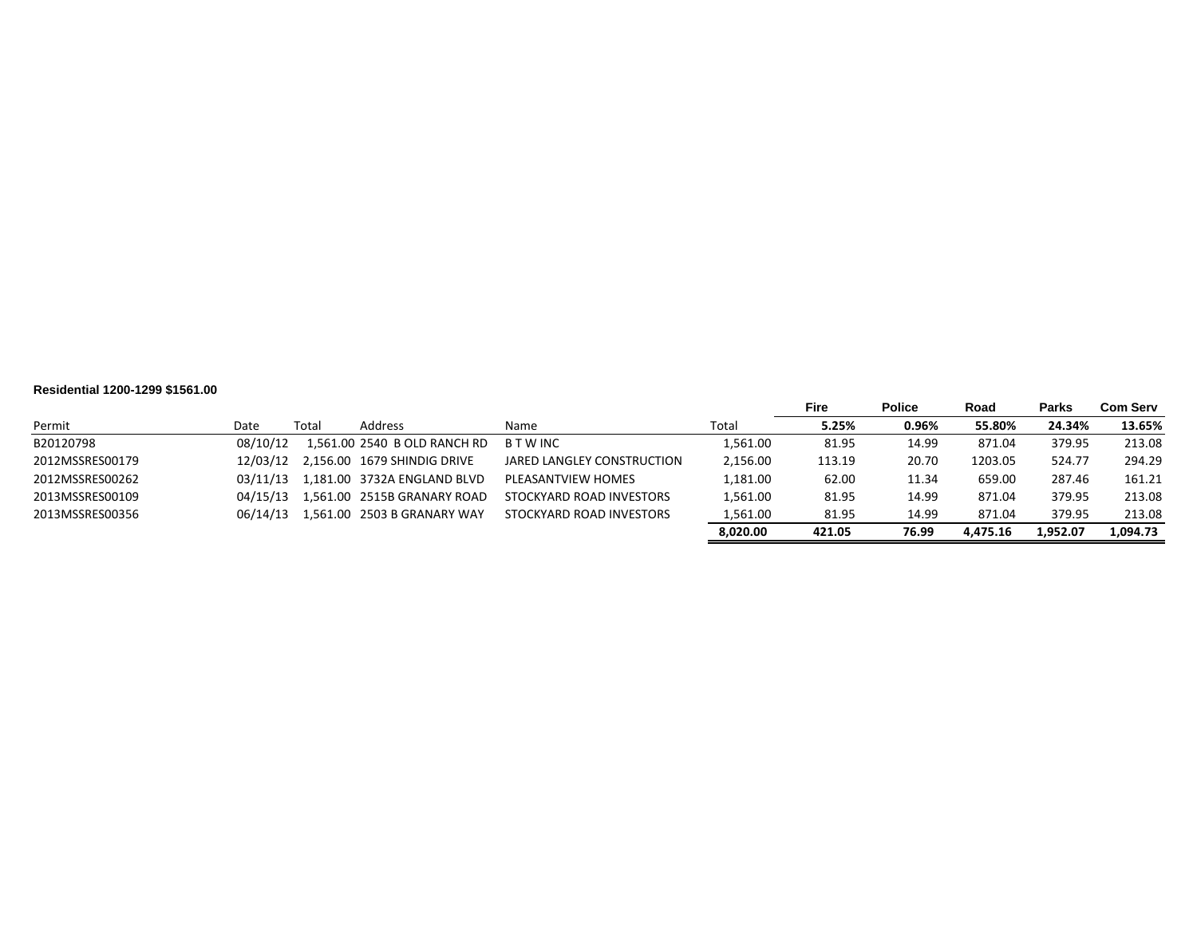**Residential 1200-1299 $1561.00**

| Permit | Date | Total | Address | Name | Total | Fire 5.25% | Police 0.96% | Road 55.80% | Parks 24.34% | Com Serv 13.65% |
|---|---|---|---|---|---|---|---|---|---|---|
| B20120798 | 08/10/12 | 1,561.00 | 2540 B OLD RANCH RD | B T W INC | 1,561.00 | 81.95 | 14.99 | 871.04 | 379.95 | 213.08 |
| 2012MSSRES00179 | 12/03/12 | 2,156.00 | 1679 SHINDIG DRIVE | JARED LANGLEY CONSTRUCTION | 2,156.00 | 113.19 | 20.70 | 1203.05 | 524.77 | 294.29 |
| 2012MSSRES00262 | 03/11/13 | 1,181.00 | 3732A ENGLAND BLVD | PLEASANTVIEW HOMES | 1,181.00 | 62.00 | 11.34 | 659.00 | 287.46 | 161.21 |
| 2013MSSRES00109 | 04/15/13 | 1,561.00 | 2515B GRANARY ROAD | STOCKYARD ROAD INVESTORS | 1,561.00 | 81.95 | 14.99 | 871.04 | 379.95 | 213.08 |
| 2013MSSRES00356 | 06/14/13 | 1,561.00 | 2503 B GRANARY WAY | STOCKYARD ROAD INVESTORS | 1,561.00 | 81.95 | 14.99 | 871.04 | 379.95 | 213.08 |
| | | | | | **8,020.00** | **421.05** | **76.99** | **4,475.16** | **1,952.07** | **1,094.73** |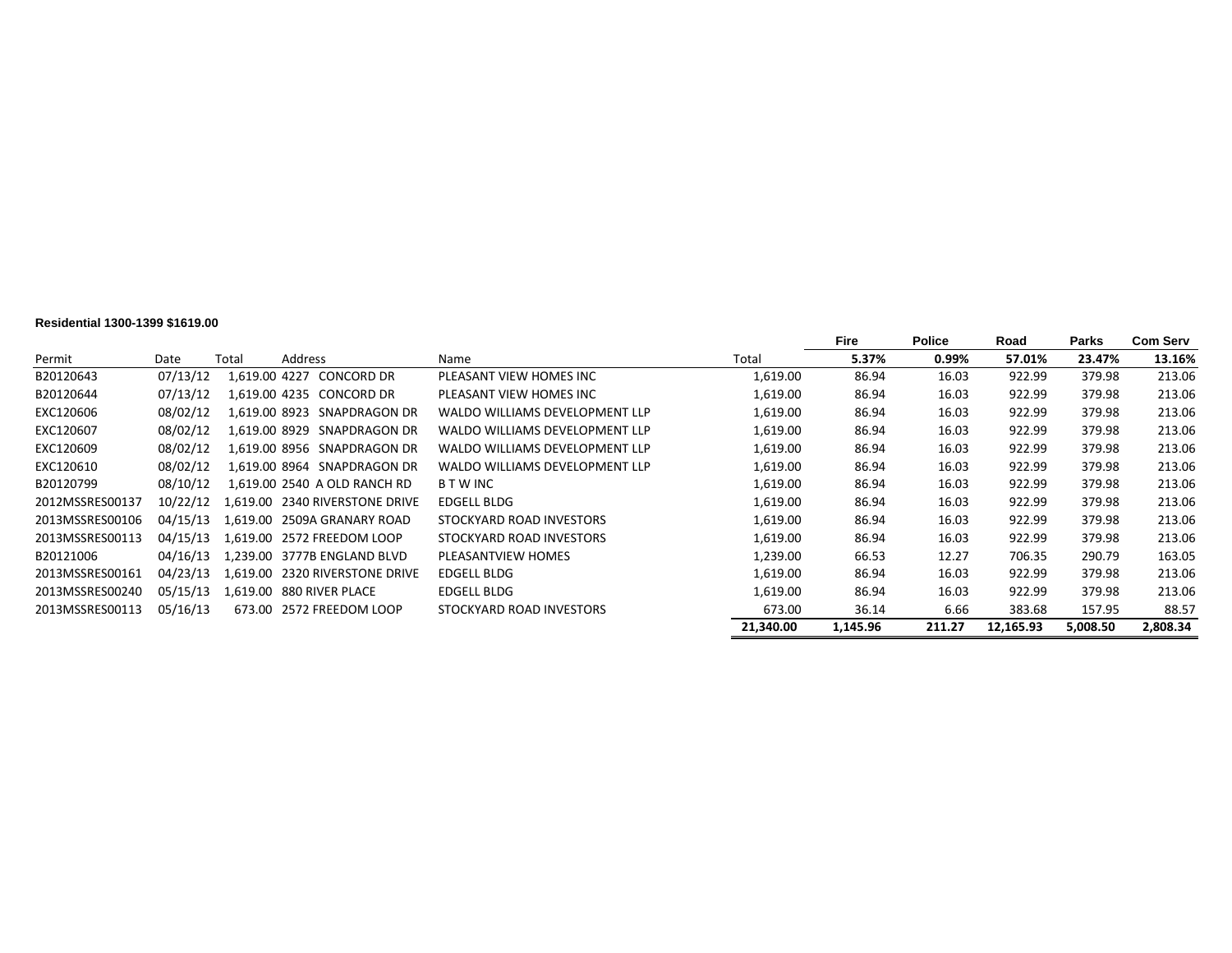**Residential 1300-1399 $1619.00**

| Permit | Date | Total | Address | Name | Total | Fire<br>5.37% | Police<br>0.99% | Road<br>57.01% | Parks<br>23.47% | Com Serv<br>13.16% |
|---|---|---|---|---|---|---|---|---|---|---|
| B20120643 | 07/13/12 | 1,619.00 | 4227 CONCORD DR | PLEASANT VIEW HOMES INC | 1,619.00 | 86.94 | 16.03 | 922.99 | 379.98 | 213.06 |
| B20120644 | 07/13/12 | 1,619.00 | 4235 CONCORD DR | PLEASANT VIEW HOMES INC | 1,619.00 | 86.94 | 16.03 | 922.99 | 379.98 | 213.06 |
| EXC120606 | 08/02/12 | 1,619.00 | 8923 SNAPDRAGON DR | WALDO WILLIAMS DEVELOPMENT LLP | 1,619.00 | 86.94 | 16.03 | 922.99 | 379.98 | 213.06 |
| EXC120607 | 08/02/12 | 1,619.00 | 8929 SNAPDRAGON DR | WALDO WILLIAMS DEVELOPMENT LLP | 1,619.00 | 86.94 | 16.03 | 922.99 | 379.98 | 213.06 |
| EXC120609 | 08/02/12 | 1,619.00 | 8956 SNAPDRAGON DR | WALDO WILLIAMS DEVELOPMENT LLP | 1,619.00 | 86.94 | 16.03 | 922.99 | 379.98 | 213.06 |
| EXC120610 | 08/02/12 | 1,619.00 | 8964 SNAPDRAGON DR | WALDO WILLIAMS DEVELOPMENT LLP | 1,619.00 | 86.94 | 16.03 | 922.99 | 379.98 | 213.06 |
| B20120799 | 08/10/12 | 1,619.00 | 2540 A OLD RANCH RD | B T W INC | 1,619.00 | 86.94 | 16.03 | 922.99 | 379.98 | 213.06 |
| 2012MSSRES00137 | 10/22/12 | 1,619.00 | 2340 RIVERSTONE DRIVE | EDGELL BLDG | 1,619.00 | 86.94 | 16.03 | 922.99 | 379.98 | 213.06 |
| 2013MSSRES00106 | 04/15/13 | 1,619.00 | 2509A GRANARY ROAD | STOCKYARD ROAD INVESTORS | 1,619.00 | 86.94 | 16.03 | 922.99 | 379.98 | 213.06 |
| 2013MSSRES00113 | 04/15/13 | 1,619.00 | 2572 FREEDOM LOOP | STOCKYARD ROAD INVESTORS | 1,619.00 | 86.94 | 16.03 | 922.99 | 379.98 | 213.06 |
| B20121006 | 04/16/13 | 1,239.00 | 3777B ENGLAND BLVD | PLEASANTVIEW HOMES | 1,239.00 | 66.53 | 12.27 | 706.35 | 290.79 | 163.05 |
| 2013MSSRES00161 | 04/23/13 | 1,619.00 | 2320 RIVERSTONE DRIVE | EDGELL BLDG | 1,619.00 | 86.94 | 16.03 | 922.99 | 379.98 | 213.06 |
| 2013MSSRES00240 | 05/15/13 | 1,619.00 | 880 RIVER PLACE | EDGELL BLDG | 1,619.00 | 86.94 | 16.03 | 922.99 | 379.98 | 213.06 |
| 2013MSSRES00113 | 05/16/13 | 673.00 | 2572 FREEDOM LOOP | STOCKYARD ROAD INVESTORS | 673.00 | 36.14 | 6.66 | 383.68 | 157.95 | 88.57 |
| | | | | | **21,340.00** | **1,145.96** | **211.27** | **12,165.93** | **5,008.50** | **2,808.34** |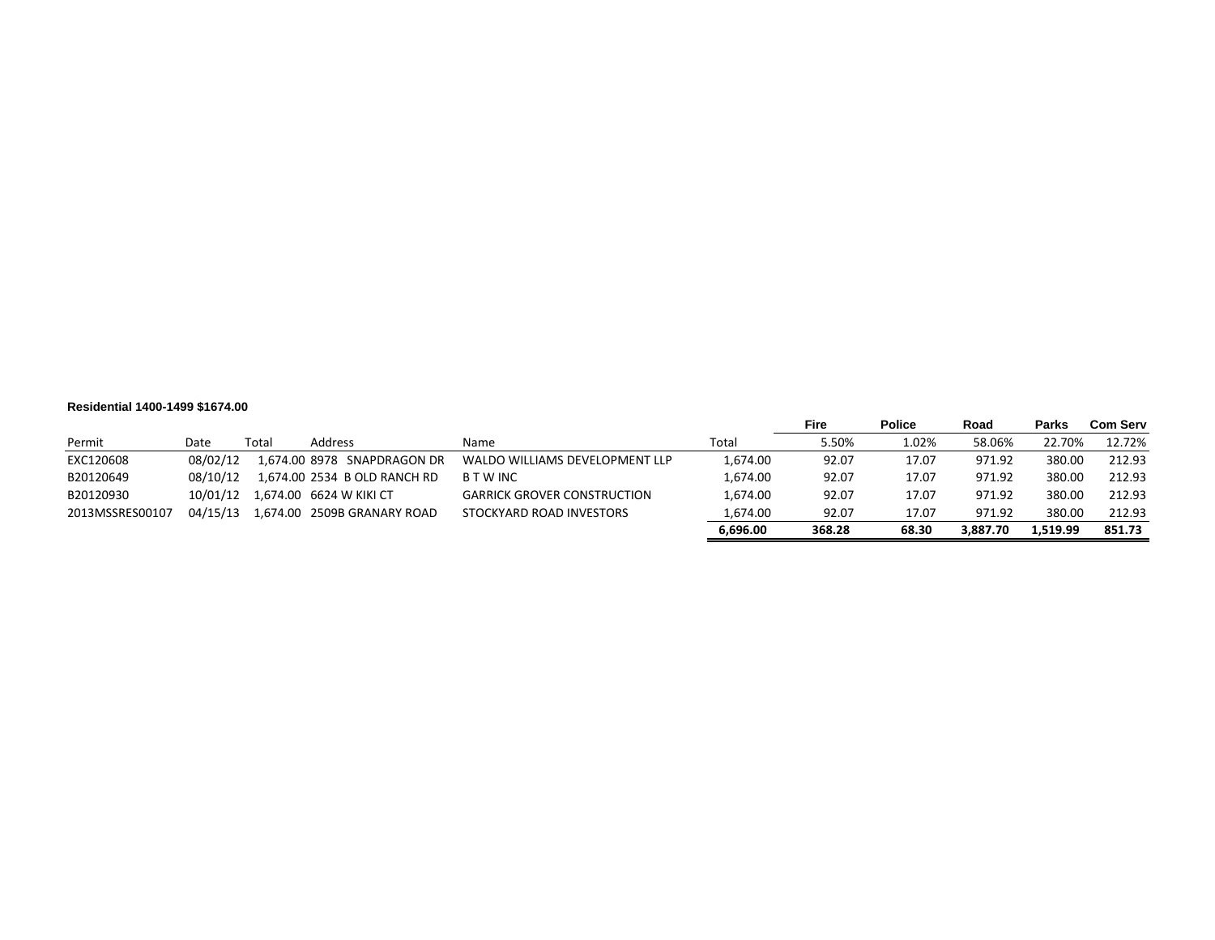**Residential 1400-1499 $1674.00**

| Permit | Date | Total | Address | Name | Total | Fire | Police | Road | Parks | Com Serv |
|---|---|---|---|---|---|---|---|---|---|---|
| | | | | | | 5.50% | 1.02% | 58.06% | 22.70% | 12.72% |
| EXC120608 | 08/02/12 | 1,674.00 | 8978 SNAPDRAGON DR | WALDO WILLIAMS DEVELOPMENT LLP | 1,674.00 | 92.07 | 17.07 | 971.92 | 380.00 | 212.93 |
| B20120649 | 08/10/12 | 1,674.00 | 2534 B OLD RANCH RD | B T W INC | 1,674.00 | 92.07 | 17.07 | 971.92 | 380.00 | 212.93 |
| B20120930 | 10/01/12 | 1,674.00 | 6624 W KIKI CT | GARRICK GROVER CONSTRUCTION | 1,674.00 | 92.07 | 17.07 | 971.92 | 380.00 | 212.93 |
| 2013MSSRES00107 | 04/15/13 | 1,674.00 | 2509B GRANARY ROAD | STOCKYARD ROAD INVESTORS | 1,674.00 | 92.07 | 17.07 | 971.92 | 380.00 | 212.93 |
| | | | | | **6,696.00** | **368.28** | **68.30** | **3,887.70** | **1,519.99** | **851.73** |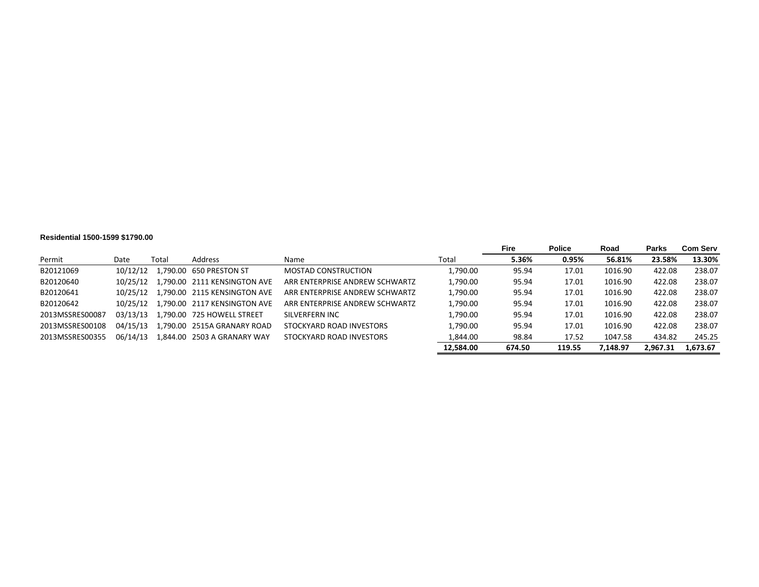**Residential 1500-1599 $1790.00**

| Permit | Date | Total | Address | Name | Total | Fire<br>5.36% | Police<br>0.95% | Road<br>56.81% | Parks<br>23.58% | Com Serv<br>13.30% |
|---|---|---|---|---|---|---|---|---|---|---|
| B20121069 | 10/12/12 | 1,790.00 | 650 PRESTON ST | MOSTAD CONSTRUCTION | 1,790.00 | 95.94 | 17.01 | 1016.90 | 422.08 | 238.07 |
| B20120640 | 10/25/12 | 1,790.00 | 2111 KENSINGTON AVE | ARR ENTERPRISE ANDREW SCHWARTZ | 1,790.00 | 95.94 | 17.01 | 1016.90 | 422.08 | 238.07 |
| B20120641 | 10/25/12 | 1,790.00 | 2115 KENSINGTON AVE | ARR ENTERPRISE ANDREW SCHWARTZ | 1,790.00 | 95.94 | 17.01 | 1016.90 | 422.08 | 238.07 |
| B20120642 | 10/25/12 | 1,790.00 | 2117 KENSINGTON AVE | ARR ENTERPRISE ANDREW SCHWARTZ | 1,790.00 | 95.94 | 17.01 | 1016.90 | 422.08 | 238.07 |
| 2013MSSRES00087 | 03/13/13 | 1,790.00 | 725 HOWELL STREET | SILVERFERN INC | 1,790.00 | 95.94 | 17.01 | 1016.90 | 422.08 | 238.07 |
| 2013MSSRES00108 | 04/15/13 | 1,790.00 | 2515A GRANARY ROAD | STOCKYARD ROAD INVESTORS | 1,790.00 | 95.94 | 17.01 | 1016.90 | 422.08 | 238.07 |
| 2013MSSRES00355 | 06/14/13 | 1,844.00 | 2503 A GRANARY WAY | STOCKYARD ROAD INVESTORS | 1,844.00 | 98.84 | 17.52 | 1047.58 | 434.82 | 245.25 |
| | | | | | **12,584.00** | **674.50** | **119.55** | **7,148.97** | **2,967.31** | **1,673.67** |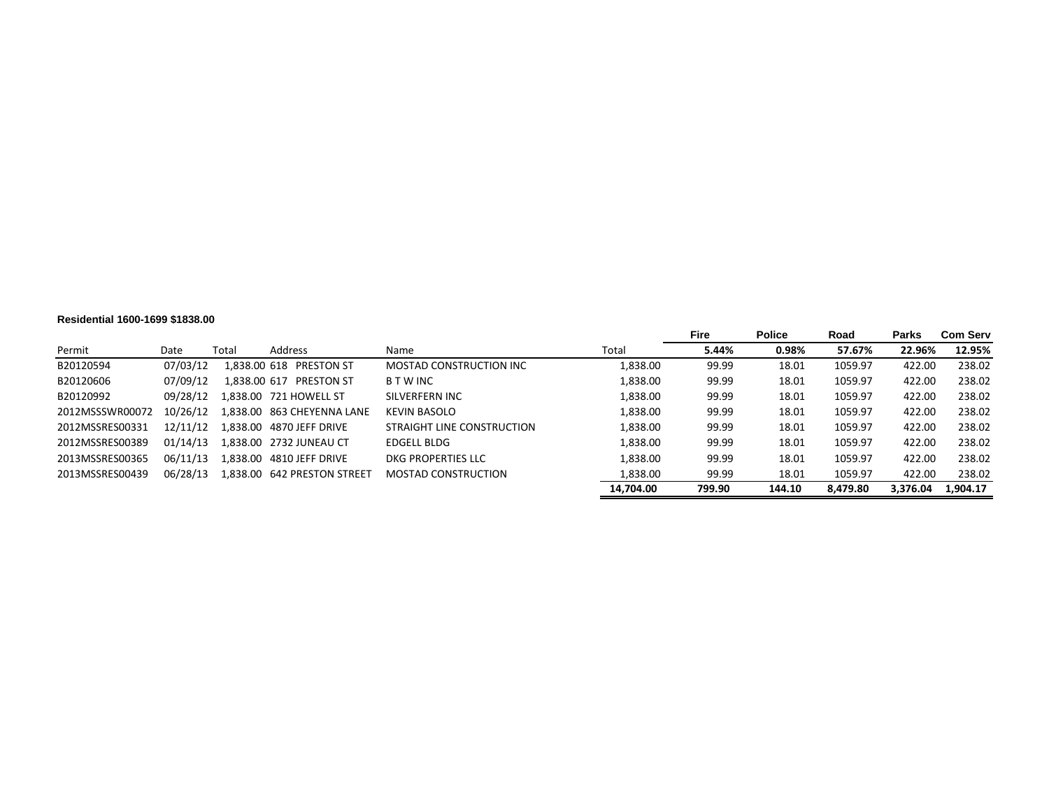**Residential 1600-1699 $1838.00**

| Permit | Date | Total | Address | Name | Total | Fire 5.44% | Police 0.98% | Road 57.67% | Parks 22.96% | Com Serv 12.95% |
|---|---|---|---|---|---|---|---|---|---|---|
| B20120594 | 07/03/12 | 1,838.00 | 618 PRESTON ST | MOSTAD CONSTRUCTION INC | 1,838.00 | 99.99 | 18.01 | 1059.97 | 422.00 | 238.02 |
| B20120606 | 07/09/12 | 1,838.00 | 617 PRESTON ST | B T W INC | 1,838.00 | 99.99 | 18.01 | 1059.97 | 422.00 | 238.02 |
| B20120992 | 09/28/12 | 1,838.00 | 721 HOWELL ST | SILVERFERN INC | 1,838.00 | 99.99 | 18.01 | 1059.97 | 422.00 | 238.02 |
| 2012MSSSWR00072 | 10/26/12 | 1,838.00 | 863 CHEYENNA LANE | KEVIN BASOLO | 1,838.00 | 99.99 | 18.01 | 1059.97 | 422.00 | 238.02 |
| 2012MSSRES00331 | 12/11/12 | 1,838.00 | 4870 JEFF DRIVE | STRAIGHT LINE CONSTRUCTION | 1,838.00 | 99.99 | 18.01 | 1059.97 | 422.00 | 238.02 |
| 2012MSSRES00389 | 01/14/13 | 1,838.00 | 2732 JUNEAU CT | EDGELL BLDG | 1,838.00 | 99.99 | 18.01 | 1059.97 | 422.00 | 238.02 |
| 2013MSSRES00365 | 06/11/13 | 1,838.00 | 4810 JEFF DRIVE | DKG PROPERTIES LLC | 1,838.00 | 99.99 | 18.01 | 1059.97 | 422.00 | 238.02 |
| 2013MSSRES00439 | 06/28/13 | 1,838.00 | 642 PRESTON STREET | MOSTAD CONSTRUCTION | 1,838.00 | 99.99 | 18.01 | 1059.97 | 422.00 | 238.02 |
| | | | | | **14,704.00** | **799.90** | **144.10** | **8,479.80** | **3,376.04** | **1,904.17** |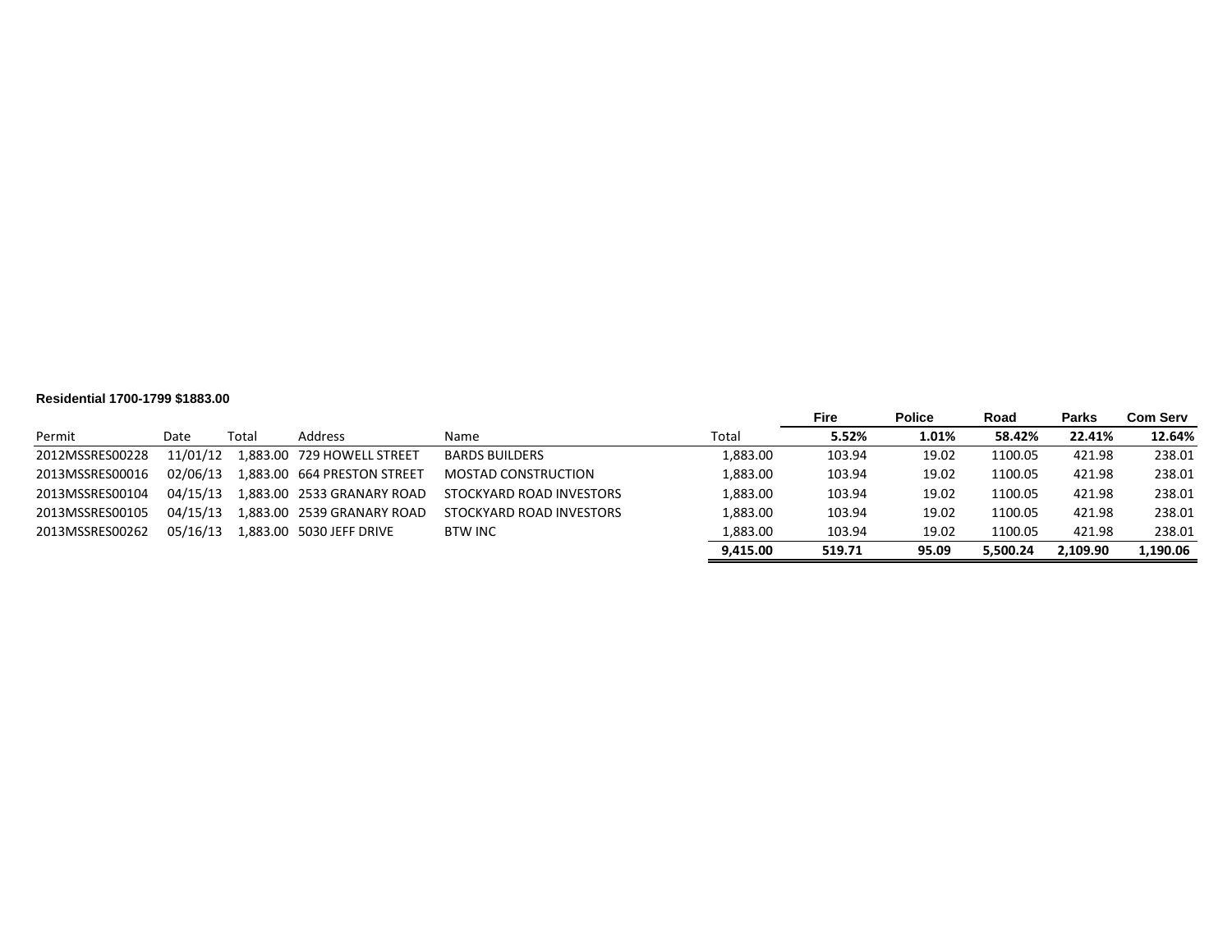**Residential 1700-1799 $1883.00**

| Permit | Date | Total | Address | Name | Total | Fire<br>5.52% | Police<br>1.01% | Road<br>58.42% | Parks<br>22.41% | Com Serv<br>12.64% |
|---|---|---|---|---|---|---|---|---|---|---|
| 2012MSSRES00228 | 11/01/12 | 1,883.00 | 729 HOWELL STREET | BARDS BUILDERS | 1,883.00 | 103.94 | 19.02 | 1100.05 | 421.98 | 238.01 |
| 2013MSSRES00016 | 02/06/13 | 1,883.00 | 664 PRESTON STREET | MOSTAD CONSTRUCTION | 1,883.00 | 103.94 | 19.02 | 1100.05 | 421.98 | 238.01 |
| 2013MSSRES00104 | 04/15/13 | 1,883.00 | 2533 GRANARY ROAD | STOCKYARD ROAD INVESTORS | 1,883.00 | 103.94 | 19.02 | 1100.05 | 421.98 | 238.01 |
| 2013MSSRES00105 | 04/15/13 | 1,883.00 | 2539 GRANARY ROAD | STOCKYARD ROAD INVESTORS | 1,883.00 | 103.94 | 19.02 | 1100.05 | 421.98 | 238.01 |
| 2013MSSRES00262 | 05/16/13 | 1,883.00 | 5030 JEFF DRIVE | BTW INC | 1,883.00 | 103.94 | 19.02 | 1100.05 | 421.98 | 238.01 |
| | | | | | **9,415.00** | **519.71** | **95.09** | **5,500.24** | **2,109.90** | **1,190.06** |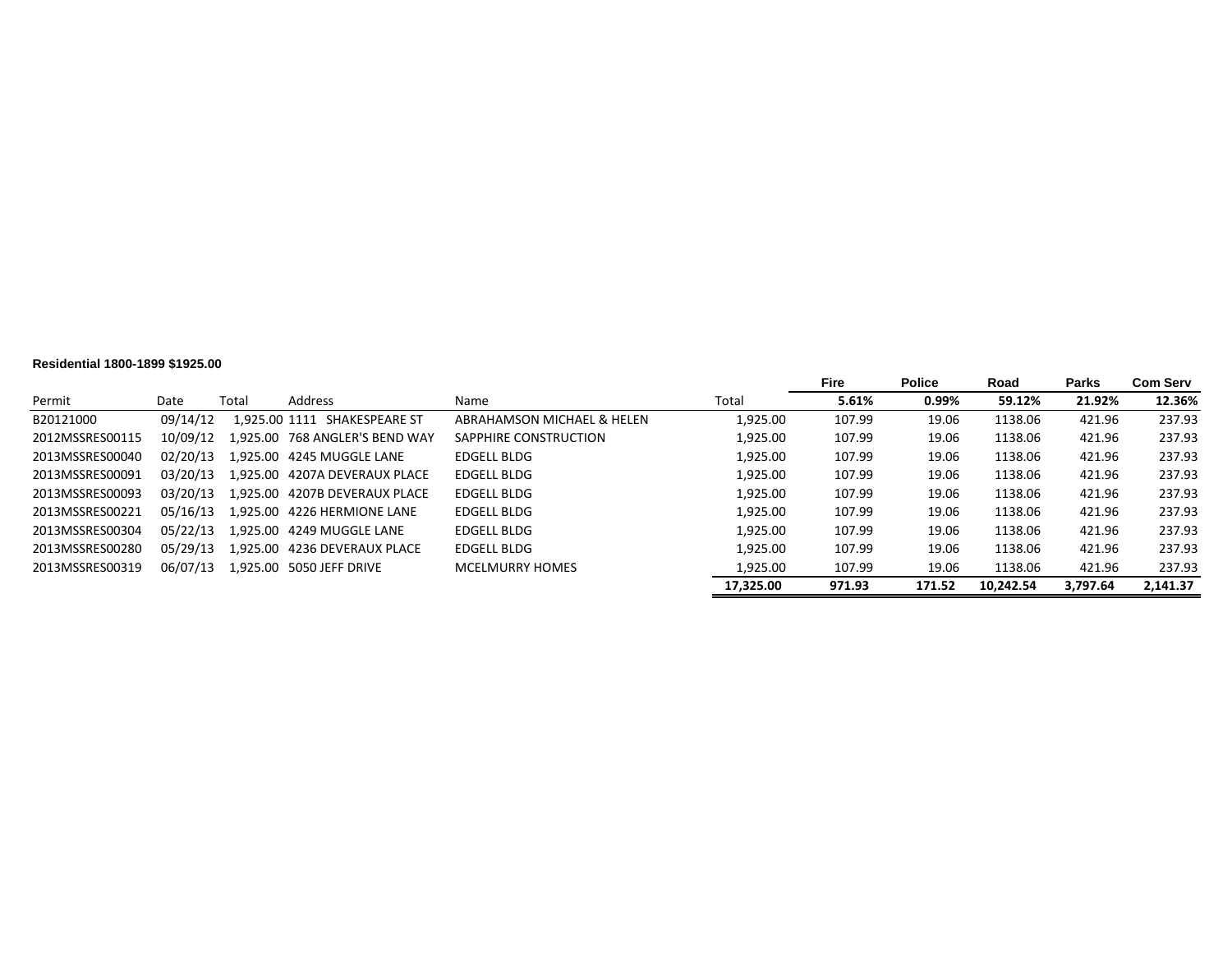**Residential 1800-1899 $1925.00**

| Permit | Date | Total | Address | Name | Total | Fire<br>5.61% | Police<br>0.99% | Road<br>59.12% | Parks<br>21.92% | Com Serv<br>12.36% |
|---|---|---|---|---|---|---|---|---|---|---|
| B20121000 | 09/14/12 | 1,925.00 | 1111 SHAKESPEARE ST | ABRAHAMSON MICHAEL & HELEN | 1,925.00 | 107.99 | 19.06 | 1138.06 | 421.96 | 237.93 |
| 2012MSSRES00115 | 10/09/12 | 1,925.00 | 768 ANGLER'S BEND WAY | SAPPHIRE CONSTRUCTION | 1,925.00 | 107.99 | 19.06 | 1138.06 | 421.96 | 237.93 |
| 2013MSSRES00040 | 02/20/13 | 1,925.00 | 4245 MUGGLE LANE | EDGELL BLDG | 1,925.00 | 107.99 | 19.06 | 1138.06 | 421.96 | 237.93 |
| 2013MSSRES00091 | 03/20/13 | 1,925.00 | 4207A DEVERAUX PLACE | EDGELL BLDG | 1,925.00 | 107.99 | 19.06 | 1138.06 | 421.96 | 237.93 |
| 2013MSSRES00093 | 03/20/13 | 1,925.00 | 4207B DEVERAUX PLACE | EDGELL BLDG | 1,925.00 | 107.99 | 19.06 | 1138.06 | 421.96 | 237.93 |
| 2013MSSRES00221 | 05/16/13 | 1,925.00 | 4226 HERMIONE LANE | EDGELL BLDG | 1,925.00 | 107.99 | 19.06 | 1138.06 | 421.96 | 237.93 |
| 2013MSSRES00304 | 05/22/13 | 1,925.00 | 4249 MUGGLE LANE | EDGELL BLDG | 1,925.00 | 107.99 | 19.06 | 1138.06 | 421.96 | 237.93 |
| 2013MSSRES00280 | 05/29/13 | 1,925.00 | 4236 DEVERAUX PLACE | EDGELL BLDG | 1,925.00 | 107.99 | 19.06 | 1138.06 | 421.96 | 237.93 |
| 2013MSSRES00319 | 06/07/13 | 1,925.00 | 5050 JEFF DRIVE | MCELMURRY HOMES | 1,925.00 | 107.99 | 19.06 | 1138.06 | 421.96 | 237.93 |
| | | | | | **17,325.00** | **971.93** | **171.52** | **10,242.54** | **3,797.64** | **2,141.37** |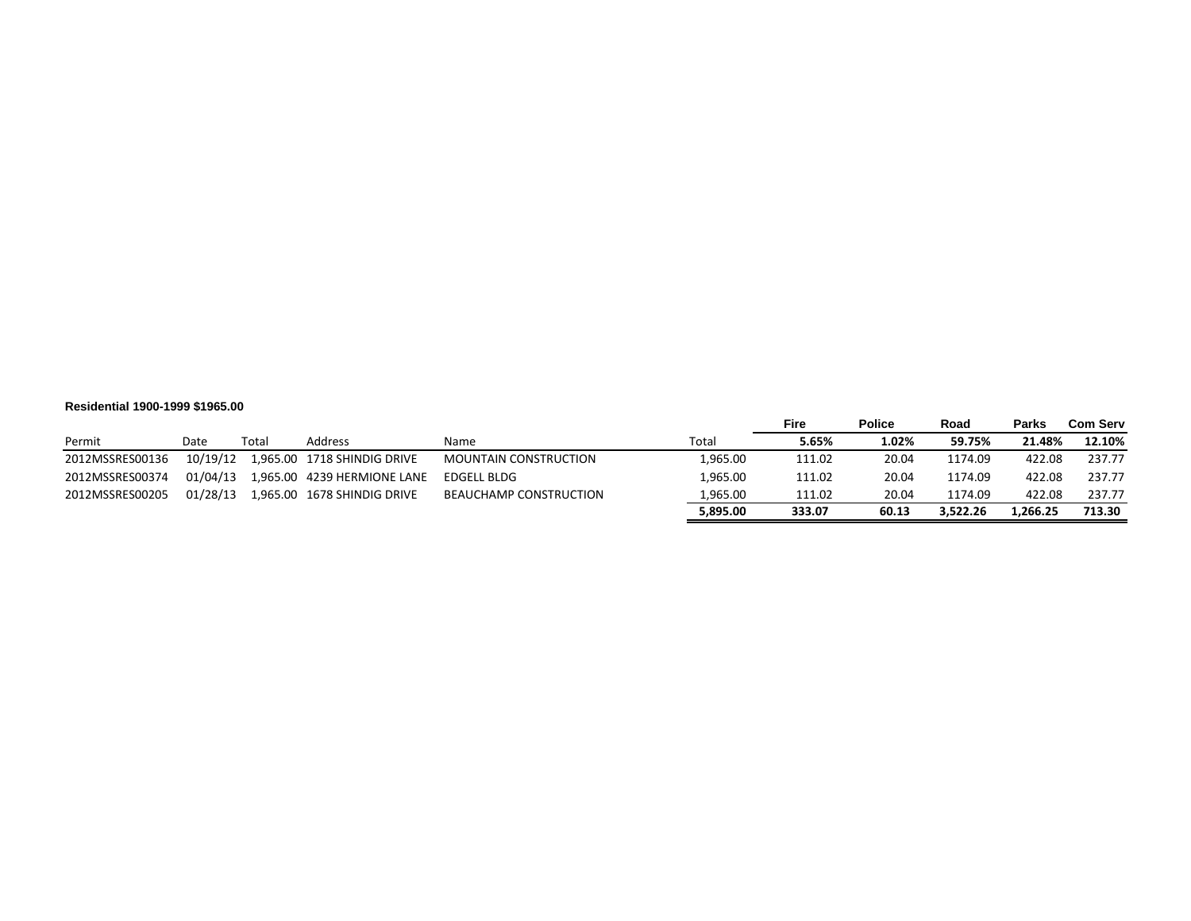**Residential 1900-1999 $1965.00**

| Permit | Date | Total | Address | Name | Total | Fire<br>5.65% | Police<br>1.02% | Road<br>59.75% | Parks<br>21.48% | Com Serv<br>12.10% |
|---|---|---|---|---|---|---|---|---|---|---|
| 2012MSSRES00136 | 10/19/12 | 1,965.00 | 1718 SHINDIG DRIVE | MOUNTAIN CONSTRUCTION | 1,965.00 | 111.02 | 20.04 | 1174.09 | 422.08 | 237.77 |
| 2012MSSRES00374 | 01/04/13 | 1,965.00 | 4239 HERMIONE LANE | EDGELL BLDG | 1,965.00 | 111.02 | 20.04 | 1174.09 | 422.08 | 237.77 |
| 2012MSSRES00205 | 01/28/13 | 1,965.00 | 1678 SHINDIG DRIVE | BEAUCHAMP CONSTRUCTION | 1,965.00 | 111.02 | 20.04 | 1174.09 | 422.08 | 237.77 |
| | | | | | **5,895.00** | **333.07** | **60.13** | **3,522.26** | **1,266.25** | **713.30** |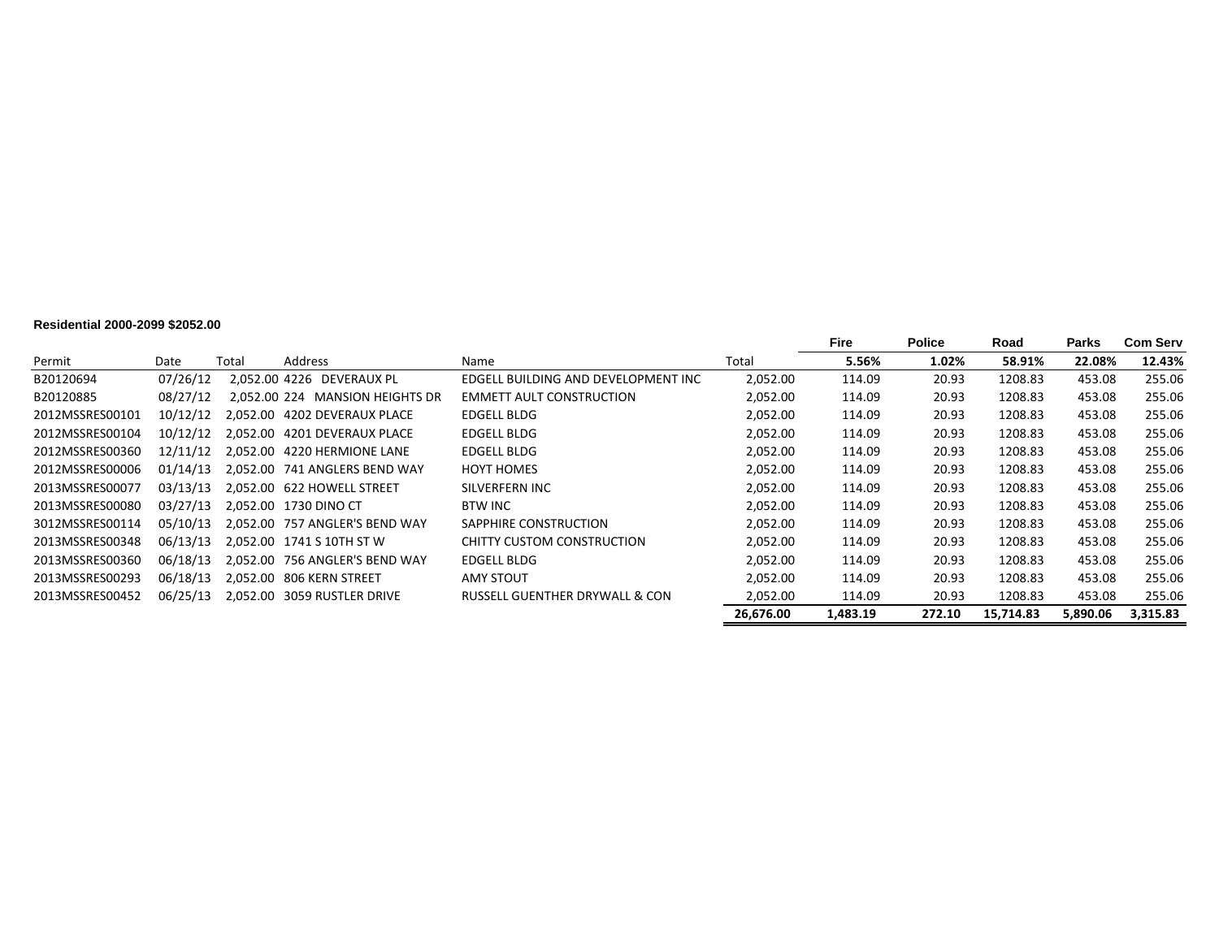**Residential 2000-2099 $2052.00**

| Permit | Date | Total | Address | Name | Total | Fire | Police | Road | Parks | Com Serv |
|---|---|---|---|---|---|---|---|---|---|---|
| | | | | | | 5.56% | 1.02% | 58.91% | 22.08% | 12.43% |
| B20120694 | 07/26/12 | 2,052.00 | 4226 DEVERAUX PL | EDGELL BUILDING AND DEVELOPMENT INC | 2,052.00 | 114.09 | 20.93 | 1208.83 | 453.08 | 255.06 |
| B20120885 | 08/27/12 | 2,052.00 | 224 MANSION HEIGHTS DR | EMMETT AULT CONSTRUCTION | 2,052.00 | 114.09 | 20.93 | 1208.83 | 453.08 | 255.06 |
| 2012MSSRES00101 | 10/12/12 | 2,052.00 | 4202 DEVERAUX PLACE | EDGELL BLDG | 2,052.00 | 114.09 | 20.93 | 1208.83 | 453.08 | 255.06 |
| 2012MSSRES00104 | 10/12/12 | 2,052.00 | 4201 DEVERAUX PLACE | EDGELL BLDG | 2,052.00 | 114.09 | 20.93 | 1208.83 | 453.08 | 255.06 |
| 2012MSSRES00360 | 12/11/12 | 2,052.00 | 4220 HERMIONE LANE | EDGELL BLDG | 2,052.00 | 114.09 | 20.93 | 1208.83 | 453.08 | 255.06 |
| 2012MSSRES00006 | 01/14/13 | 2,052.00 | 741 ANGLERS BEND WAY | HOYT HOMES | 2,052.00 | 114.09 | 20.93 | 1208.83 | 453.08 | 255.06 |
| 2013MSSRES00077 | 03/13/13 | 2,052.00 | 622 HOWELL STREET | SILVERFERN INC | 2,052.00 | 114.09 | 20.93 | 1208.83 | 453.08 | 255.06 |
| 2013MSSRES00080 | 03/27/13 | 2,052.00 | 1730 DINO CT | BTW INC | 2,052.00 | 114.09 | 20.93 | 1208.83 | 453.08 | 255.06 |
| 3012MSSRES00114 | 05/10/13 | 2,052.00 | 757 ANGLER'S BEND WAY | SAPPHIRE CONSTRUCTION | 2,052.00 | 114.09 | 20.93 | 1208.83 | 453.08 | 255.06 |
| 2013MSSRES00348 | 06/13/13 | 2,052.00 | 1741 S 10TH ST W | CHITTY CUSTOM CONSTRUCTION | 2,052.00 | 114.09 | 20.93 | 1208.83 | 453.08 | 255.06 |
| 2013MSSRES00360 | 06/18/13 | 2,052.00 | 756 ANGLER'S BEND WAY | EDGELL BLDG | 2,052.00 | 114.09 | 20.93 | 1208.83 | 453.08 | 255.06 |
| 2013MSSRES00293 | 06/18/13 | 2,052.00 | 806 KERN STREET | AMY STOUT | 2,052.00 | 114.09 | 20.93 | 1208.83 | 453.08 | 255.06 |
| 2013MSSRES00452 | 06/25/13 | 2,052.00 | 3059 RUSTLER DRIVE | RUSSELL GUENTHER DRYWALL & CON | 2,052.00 | 114.09 | 20.93 | 1208.83 | 453.08 | 255.06 |
| | | | | | **26,676.00** | **1,483.19** | **272.10** | **15,714.83** | **5,890.06** | **3,315.83** |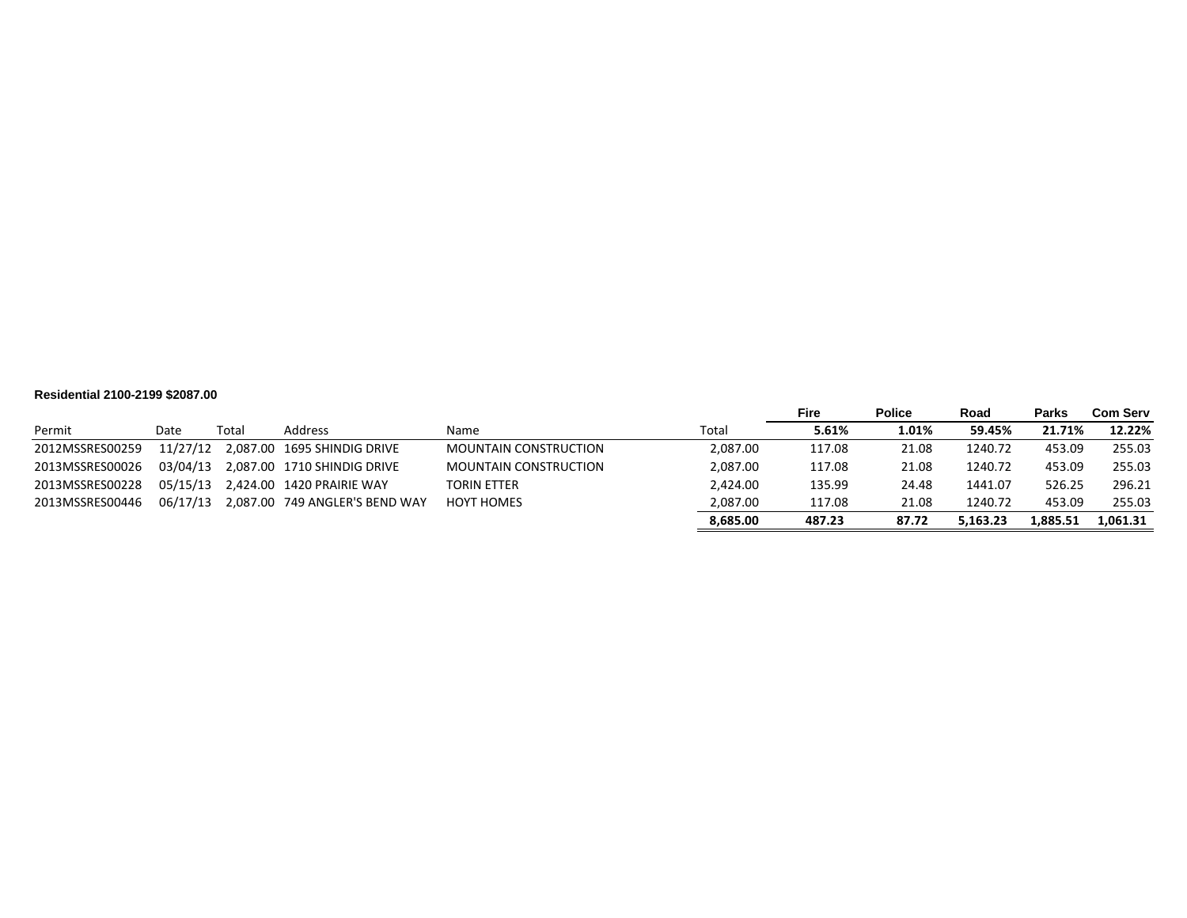**Residential 2100-2199 $2087.00**

| Permit | Date | Total | Address | Name | Total | Fire | Police | Road | Parks | Com Serv |
|---|---|---|---|---|---|---|---|---|---|---|
| | | | | | | **5.61%** | **1.01%** | **59.45%** | **21.71%** | **12.22%** |
| 2012MSSRES00259 | 11/27/12 | 2,087.00 | 1695 SHINDIG DRIVE | MOUNTAIN CONSTRUCTION | 2,087.00 | 117.08 | 21.08 | 1240.72 | 453.09 | 255.03 |
| 2013MSSRES00026 | 03/04/13 | 2,087.00 | 1710 SHINDIG DRIVE | MOUNTAIN CONSTRUCTION | 2,087.00 | 117.08 | 21.08 | 1240.72 | 453.09 | 255.03 |
| 2013MSSRES00228 | 05/15/13 | 2,424.00 | 1420 PRAIRIE WAY | TORIN ETTER | 2,424.00 | 135.99 | 24.48 | 1441.07 | 526.25 | 296.21 |
| 2013MSSRES00446 | 06/17/13 | 2,087.00 | 749 ANGLER'S BEND WAY | HOYT HOMES | 2,087.00 | 117.08 | 21.08 | 1240.72 | 453.09 | 255.03 |
| | | | | | **8,685.00** | **487.23** | **87.72** | **5,163.23** | **1,885.51** | **1,061.31** |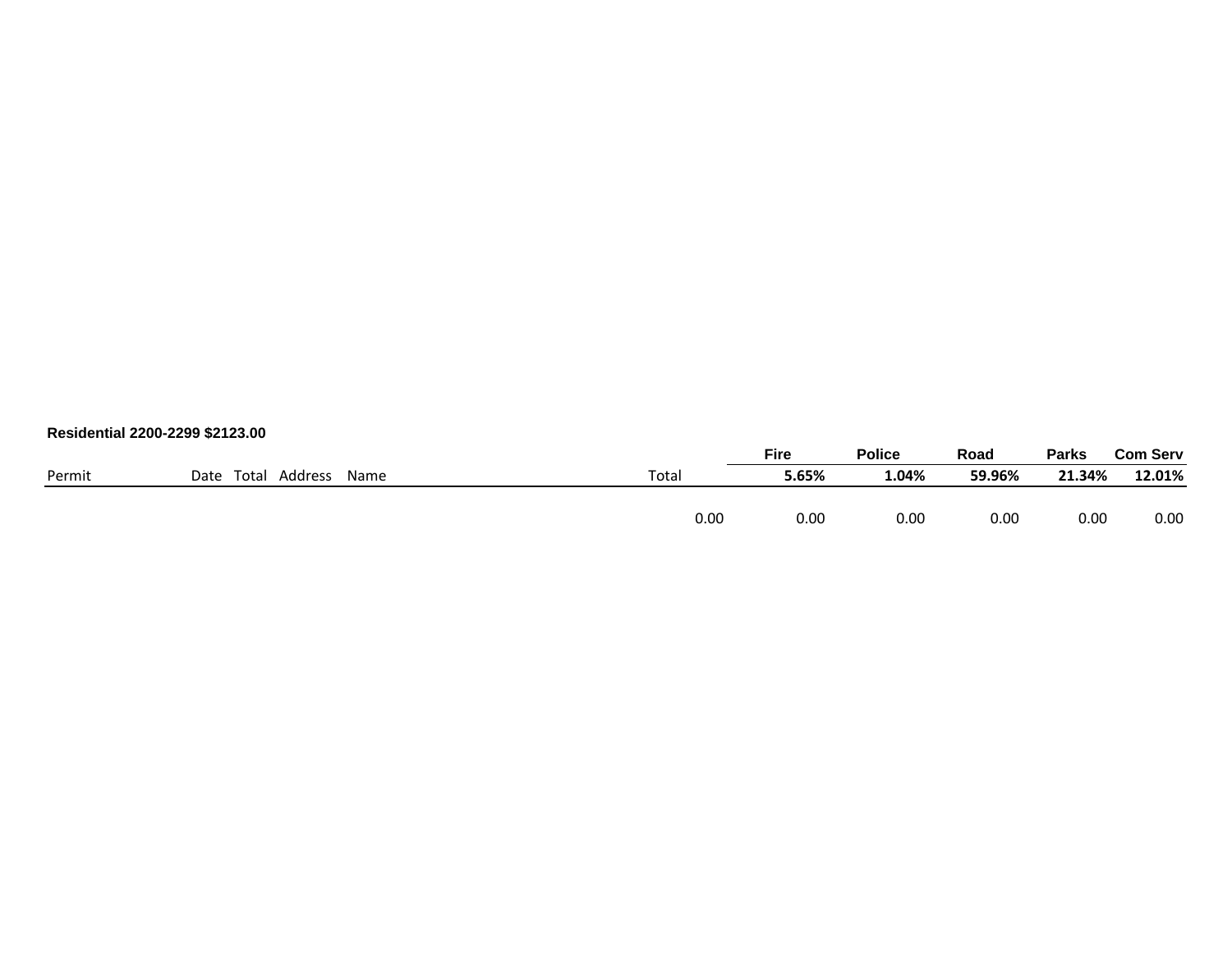**Residential 2200-2299 $2123.00**

| Permit | Date | Total | Address | Name | Total | Fire | Police | Road | Parks | Com Serv |
|---|---|---|---|---|---|---|---|---|---|---|
| | | | | | | 5.65% | 1.04% | 59.96% | 21.34% | 12.01% |
| | | | | | 0.00 | 0.00 | 0.00 | 0.00 | 0.00 | 0.00 |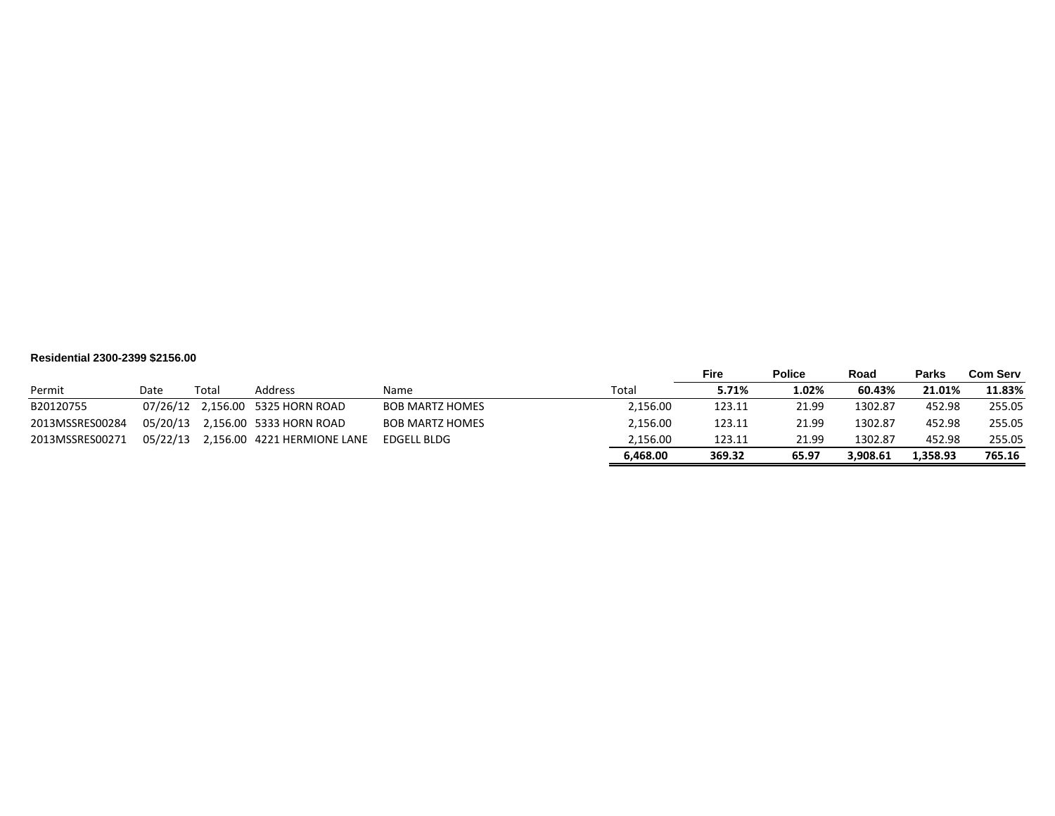**Residential 2300-2399 $2156.00**

| Permit | Date | Total | Address | Name | Total | Fire | Police | Road | Parks | Com Serv |
|---|---|---|---|---|---|---|---|---|---|---|
| | | | | | | **5.71%** | **1.02%** | **60.43%** | **21.01%** | **11.83%** |
| B20120755 | 07/26/12 | 2,156.00 | 5325 HORN ROAD | BOB MARTZ HOMES | 2,156.00 | 123.11 | 21.99 | 1302.87 | 452.98 | 255.05 |
| 2013MSSRES00284 | 05/20/13 | 2,156.00 | 5333 HORN ROAD | BOB MARTZ HOMES | 2,156.00 | 123.11 | 21.99 | 1302.87 | 452.98 | 255.05 |
| 2013MSSRES00271 | 05/22/13 | 2,156.00 | 4221 HERMIONE LANE | EDGELL BLDG | 2,156.00 | 123.11 | 21.99 | 1302.87 | 452.98 | 255.05 |
| | | | | | **6,468.00** | **369.32** | **65.97** | **3,908.61** | **1,358.93** | **765.16** |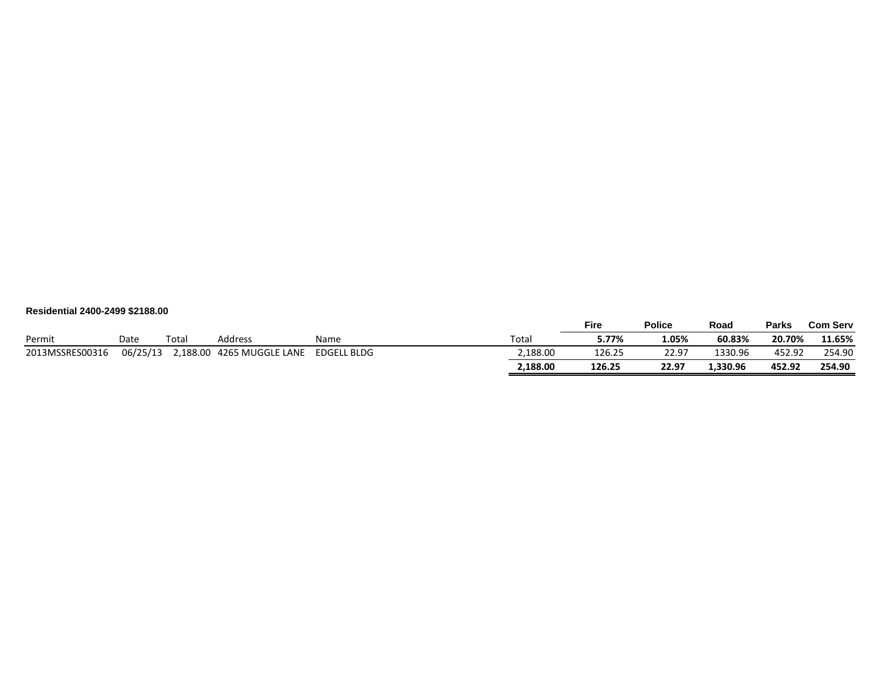**Residential 2400-2499 $2188.00**

| Permit | Date | Total | Address | Name | Total | Fire | Police | Road | Parks | Com Serv |
|---|---|---|---|---|---|---|---|---|---|---|
| | | | | | | **5.77%** | **1.05%** | **60.83%** | **20.70%** | **11.65%** |
| 2013MSSRES00316 | 06/25/13 | 2,188.00 | 4265 MUGGLE LANE | EDGELL BLDG | 2,188.00 | 126.25 | 22.97 | 1330.96 | 452.92 | 254.90 |
| | | | | | **2,188.00** | **126.25** | **22.97** | **1,330.96** | **452.92** | **254.90** |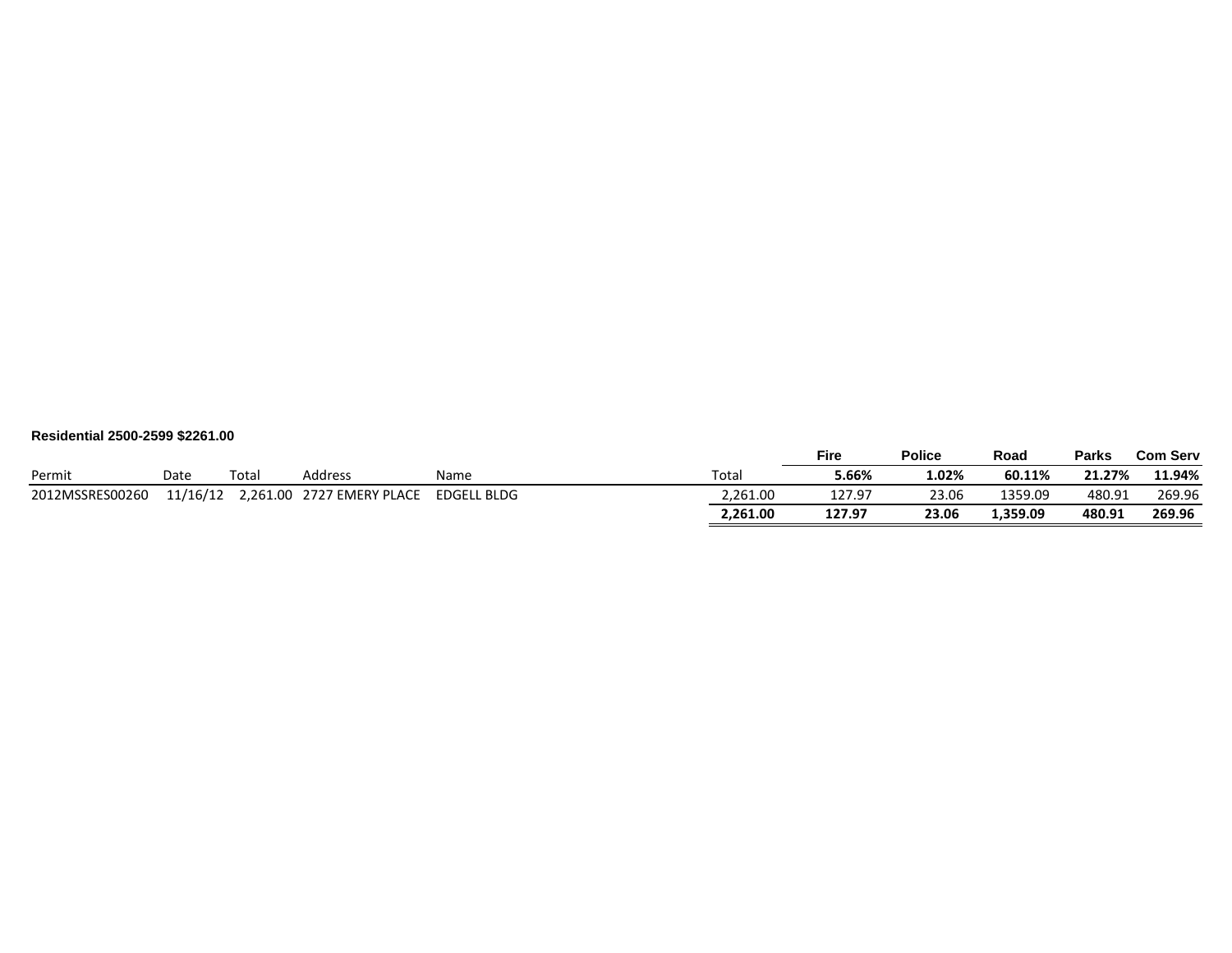**Residential 2500-2599 $2261.00**

| Permit | Date | Total | Address | Name | Total | Fire 5.66% | Police 1.02% | Road 60.11% | Parks 21.27% | Com Serv 11.94% |
|---|---|---|---|---|---|---|---|---|---|---|
| 2012MSSRES00260 | 11/16/12 | 2,261.00 | 2727 EMERY PLACE | EDGELL BLDG | 2,261.00 | 127.97 | 23.06 | 1359.09 | 480.91 | 269.96 |
| | | | | | **2,261.00** | **127.97** | **23.06** | **1,359.09** | **480.91** | **269.96** |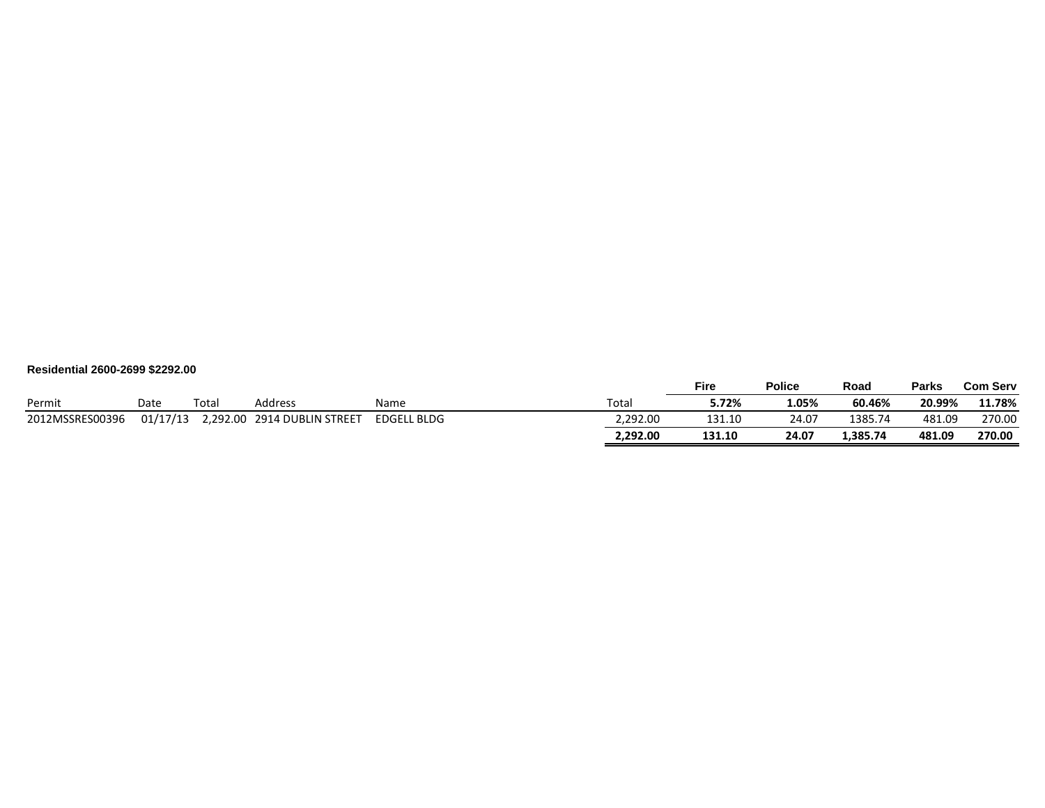**Residential 2600-2699 $2292.00**

| Permit | Date | Total | Address | Name | Total | Fire | Police | Road | Parks | Com Serv |
|---|---|---|---|---|---|---|---|---|---|---|
| | | | | | | **5.72%** | **1.05%** | **60.46%** | **20.99%** | **11.78%** |
| 2012MSSRES00396 | 01/17/13 | 2,292.00 | 2914 DUBLIN STREET | EDGELL BLDG | 2,292.00 | 131.10 | 24.07 | 1385.74 | 481.09 | 270.00 |
| | | | | | **2,292.00** | **131.10** | **24.07** | **1,385.74** | **481.09** | **270.00** |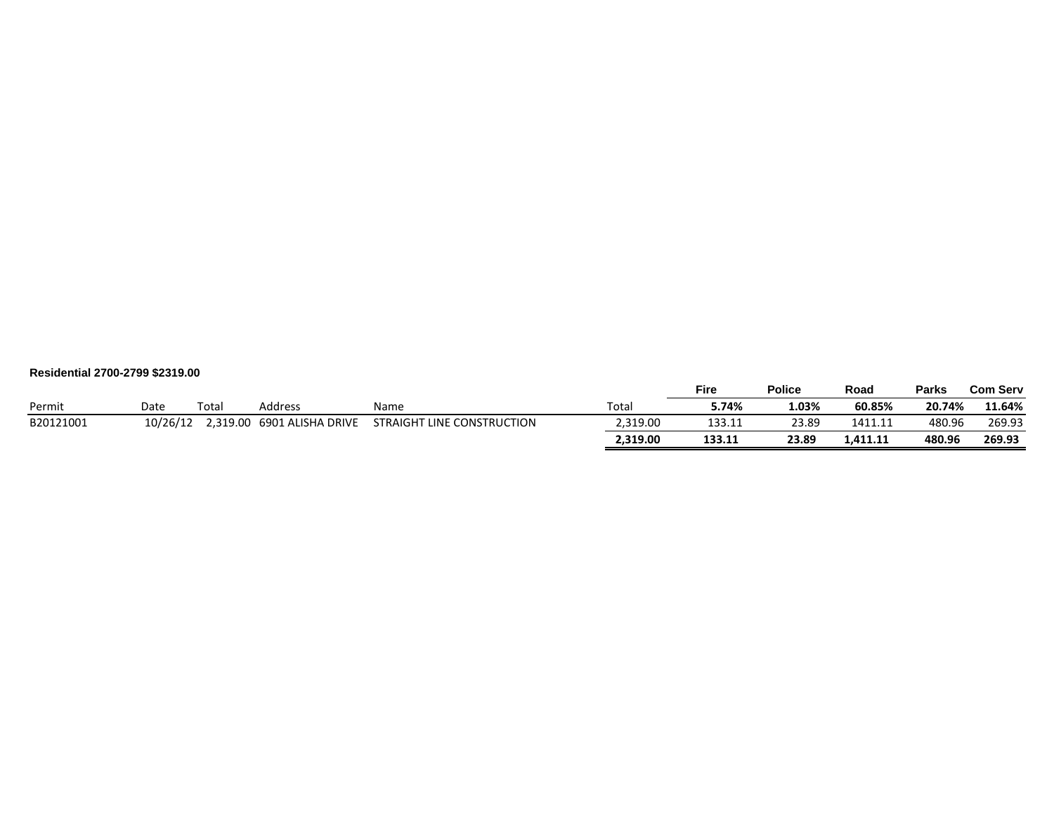**Residential 2700-2799 $2319.00**

| Permit | Date | Total | Address | Name | Total | Fire | Police | Road | Parks | Com Serv |
|---|---|---|---|---|---|---|---|---|---|---|
| | | | | | | **5.74%** | **1.03%** | **60.85%** | **20.74%** | **11.64%** |
| B20121001 | 10/26/12 | 2,319.00 | 6901 ALISHA DRIVE | STRAIGHT LINE CONSTRUCTION | 2,319.00 | 133.11 | 23.89 | 1411.11 | 480.96 | 269.93 |
| | | | | | **2,319.00** | **133.11** | **23.89** | **1,411.11** | **480.96** | **269.93** |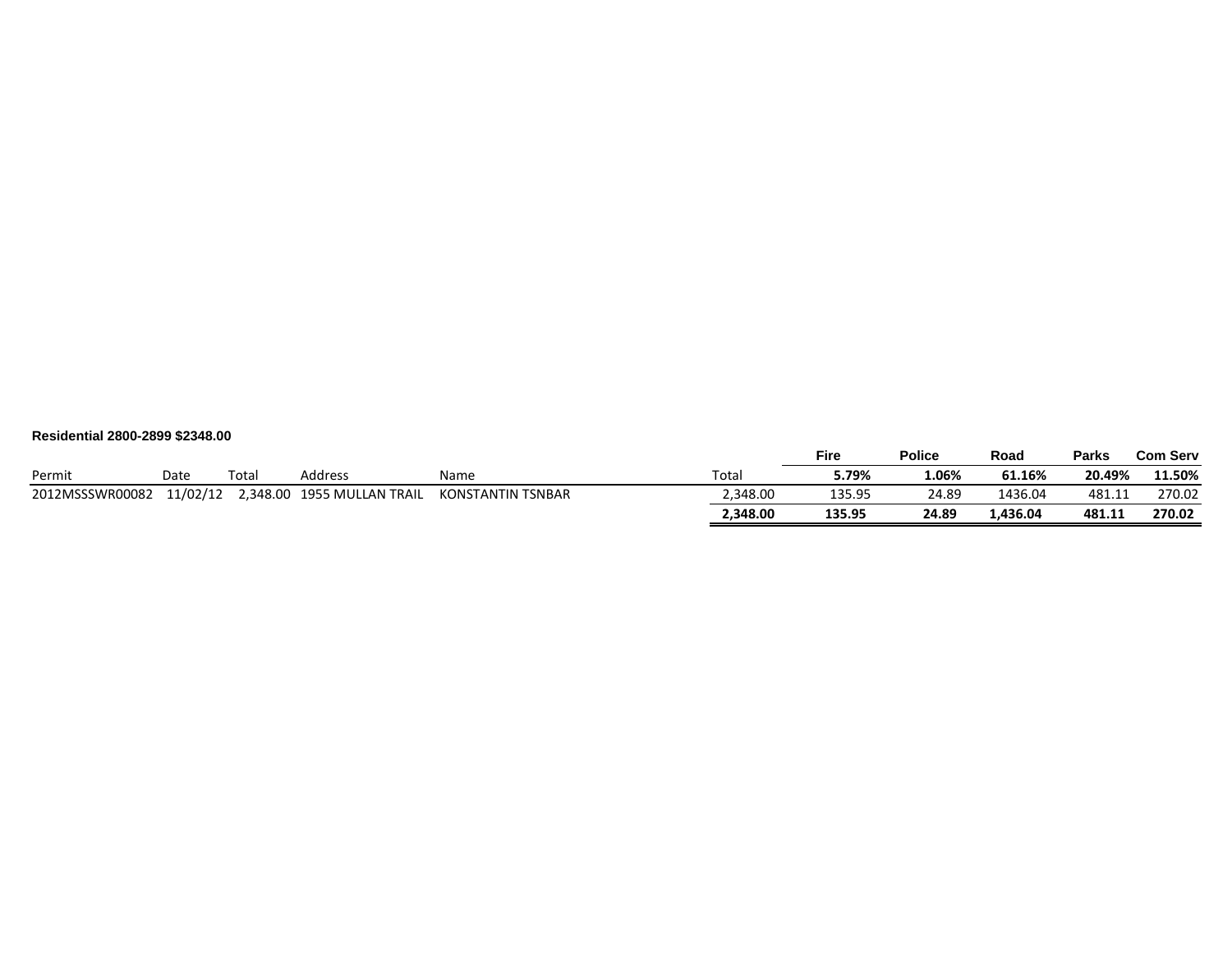**Residential 2800-2899 $2348.00**

| Permit | Date | Total | Address | Name | Total | Fire | Police | Road | Parks | Com Serv |
|---|---|---|---|---|---|---|---|---|---|---|
| | | | | | | **5.79%** | **1.06%** | **61.16%** | **20.49%** | **11.50%** |
| 2012MSSSWR00082 | 11/02/12 | 2,348.00 | 1955 MULLAN TRAIL | KONSTANTIN TSNBAR | 2,348.00 | 135.95 | 24.89 | 1436.04 | 481.11 | 270.02 |
| | | | | | **2,348.00** | **135.95** | **24.89** | **1,436.04** | **481.11** | **270.02** |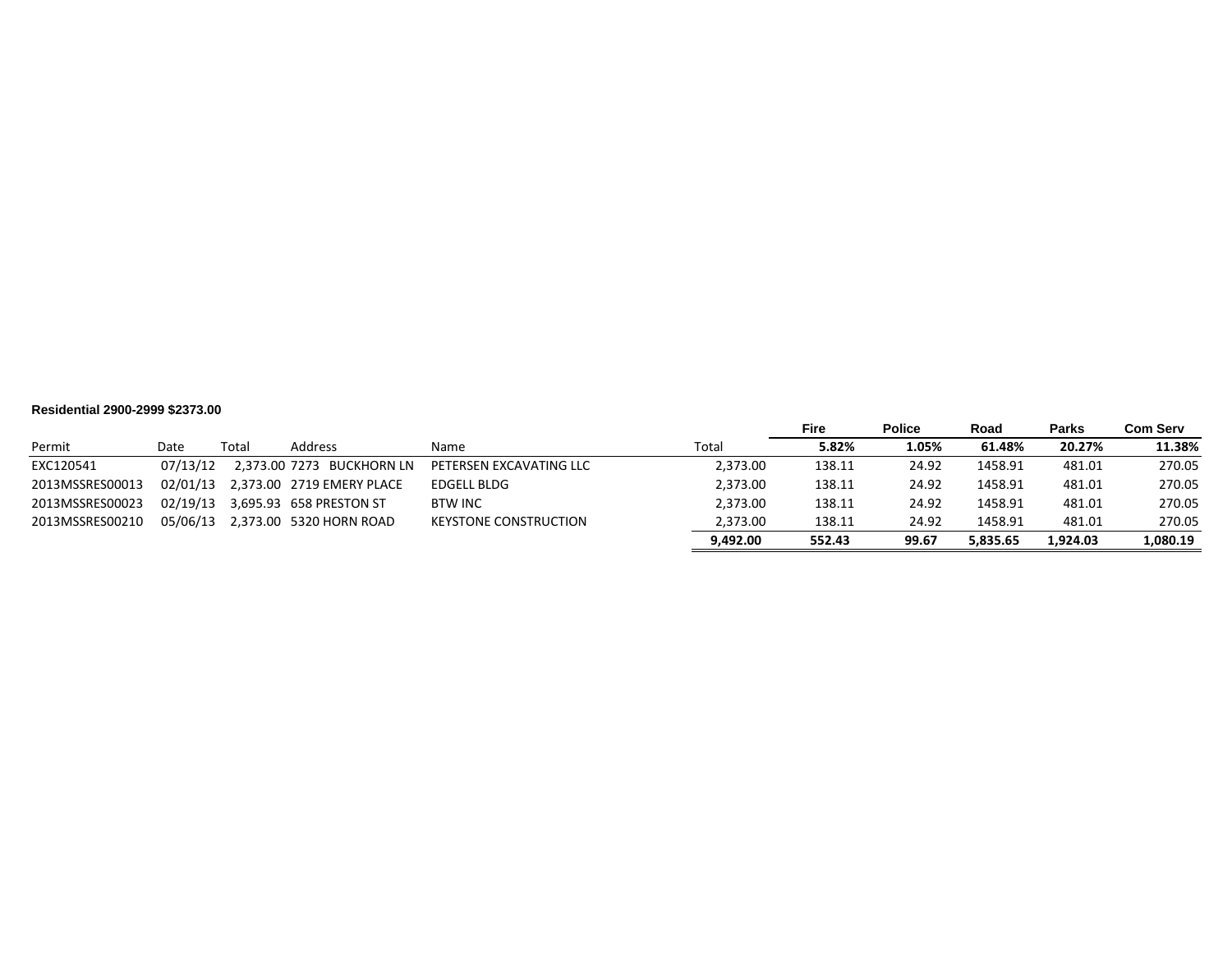**Residential 2900-2999 $2373.00**

| Permit | Date | Total | Address | Name | Total | Fire<br>5.82% | Police<br>1.05% | Road<br>61.48% | Parks<br>20.27% | Com Serv<br>11.38% |
|---|---|---|---|---|---|---|---|---|---|---|
| EXC120541 | 07/13/12 | 2,373.00 | 7273 BUCKHORN LN | PETERSEN EXCAVATING LLC | 2,373.00 | 138.11 | 24.92 | 1458.91 | 481.01 | 270.05 |
| 2013MSSRES00013 | 02/01/13 | 2,373.00 | 2719 EMERY PLACE | EDGELL BLDG | 2,373.00 | 138.11 | 24.92 | 1458.91 | 481.01 | 270.05 |
| 2013MSSRES00023 | 02/19/13 | 3,695.93 | 658 PRESTON ST | BTW INC | 2,373.00 | 138.11 | 24.92 | 1458.91 | 481.01 | 270.05 |
| 2013MSSRES00210 | 05/06/13 | 2,373.00 | 5320 HORN ROAD | KEYSTONE CONSTRUCTION | 2,373.00 | 138.11 | 24.92 | 1458.91 | 481.01 | 270.05 |
| | | | | | **9,492.00** | **552.43** | **99.67** | **5,835.65** | **1,924.03** | **1,080.19** |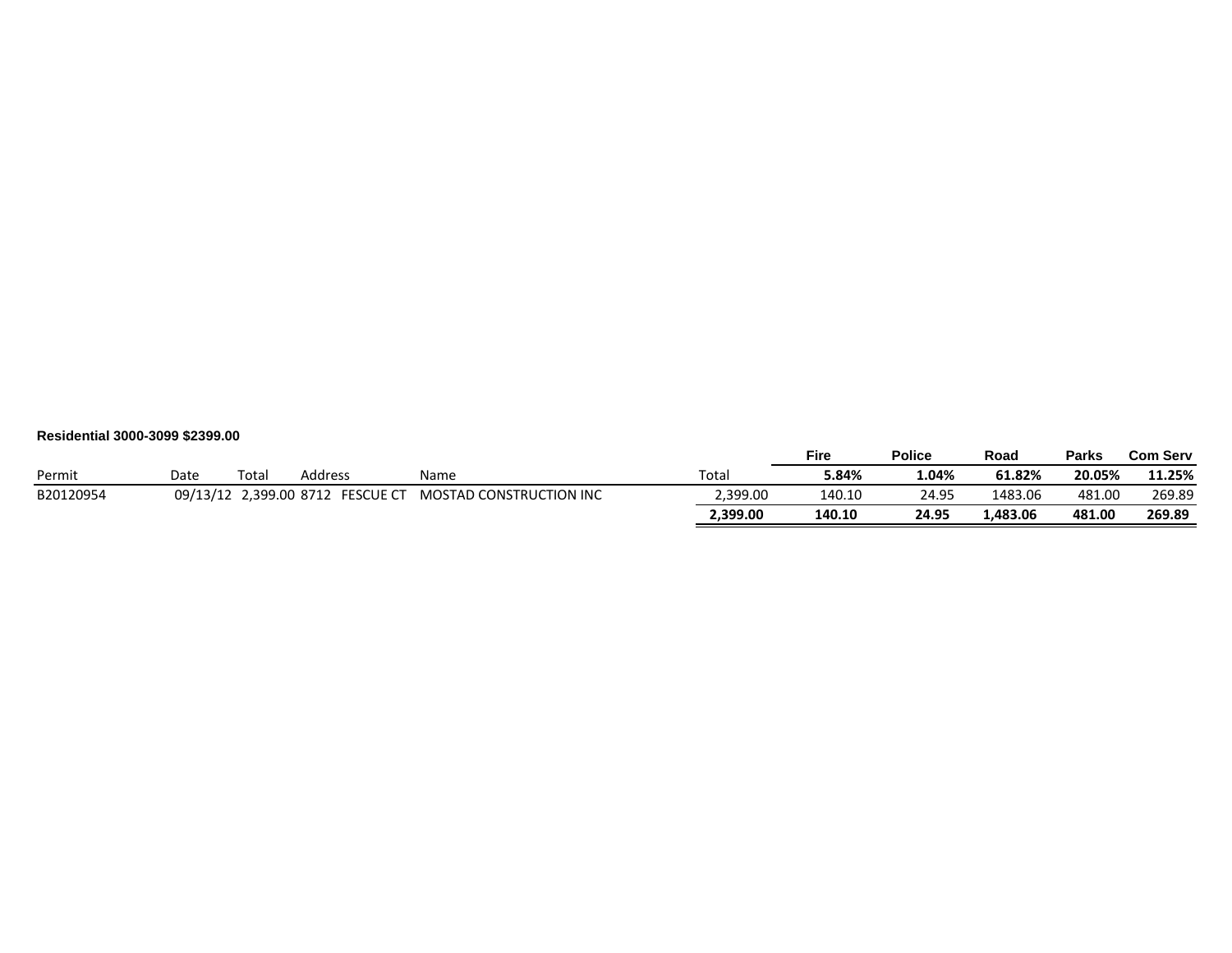**Residential 3000-3099 $2399.00**

| Permit | Date | Total | Address | Name | Total | Fire | Police | Road | Parks | Com Serv |
|---|---|---|---|---|---|---|---|---|---|---|
| | | | | | | **5.84%** | **1.04%** | **61.82%** | **20.05%** | **11.25%** |
| B20120954 | 09/13/12 | 2,399.00 | 8712 FESCUE CT | MOSTAD CONSTRUCTION INC | 2,399.00 | 140.10 | 24.95 | 1483.06 | 481.00 | 269.89 |
| | | | | | **2,399.00** | **140.10** | **24.95** | **1,483.06** | **481.00** | **269.89** |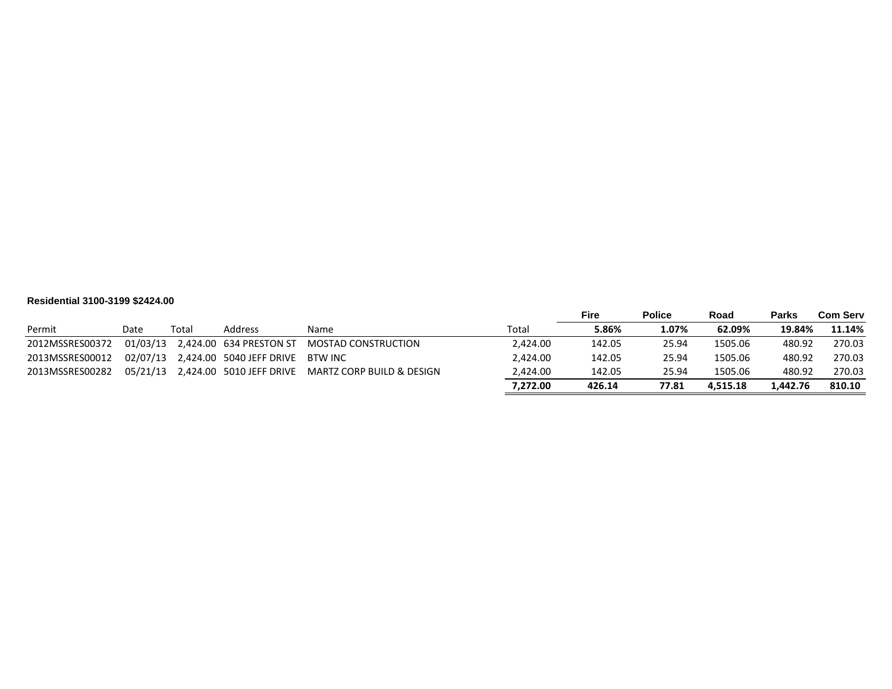**Residential 3100-3199 $2424.00**

| Permit | Date | Total | Address | Name | Total | Fire | Police | Road | Parks | Com Serv |
|---|---|---|---|---|---|---|---|---|---|---|
| | | | | | | **5.86%** | **1.07%** | **62.09%** | **19.84%** | **11.14%** |
| 2012MSSRES00372 | 01/03/13 | 2,424.00 | 634 PRESTON ST | MOSTAD CONSTRUCTION | 2,424.00 | 142.05 | 25.94 | 1505.06 | 480.92 | 270.03 |
| 2013MSSRES00012 | 02/07/13 | 2,424.00 | 5040 JEFF DRIVE | BTW INC | 2,424.00 | 142.05 | 25.94 | 1505.06 | 480.92 | 270.03 |
| 2013MSSRES00282 | 05/21/13 | 2,424.00 | 5010 JEFF DRIVE | MARTZ CORP BUILD & DESIGN | 2,424.00 | 142.05 | 25.94 | 1505.06 | 480.92 | 270.03 |
| | | | | | **7,272.00** | **426.14** | **77.81** | **4,515.18** | **1,442.76** | **810.10** |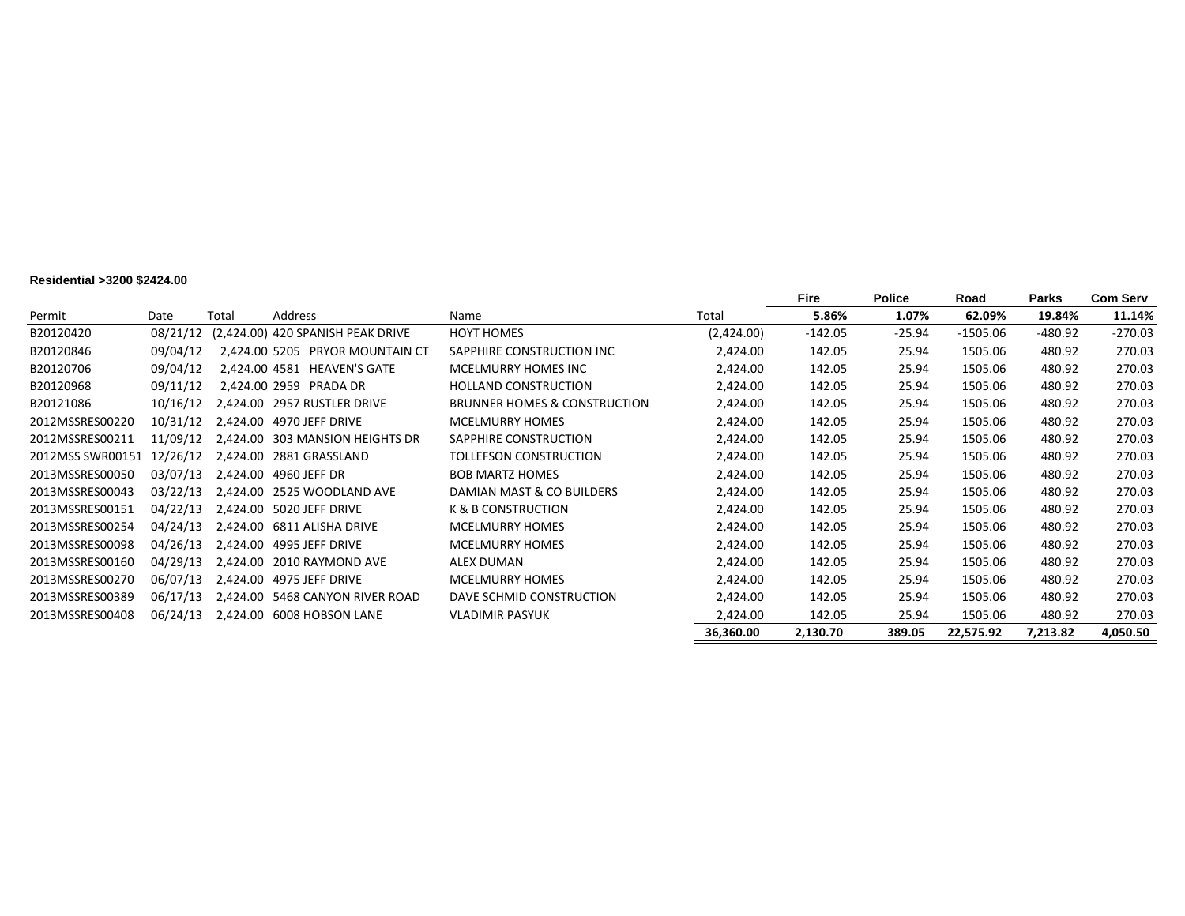**Residential >3200 $2424.00**

| Permit | Date | Total | Address | Name | Total | Fire 5.86% | Police 1.07% | Road 62.09% | Parks 19.84% | Com Serv 11.14% |
|---|---|---|---|---|---|---|---|---|---|---|
| B20120420 | 08/21/12 | (2,424.00) | 420 SPANISH PEAK DRIVE | HOYT HOMES | (2,424.00) | -142.05 | -25.94 | -1505.06 | -480.92 | -270.03 |
| B20120846 | 09/04/12 | 2,424.00 | 5205 PRYOR MOUNTAIN CT | SAPPHIRE CONSTRUCTION INC | 2,424.00 | 142.05 | 25.94 | 1505.06 | 480.92 | 270.03 |
| B20120706 | 09/04/12 | 2,424.00 | 4581 HEAVEN'S GATE | MCELMURRY HOMES INC | 2,424.00 | 142.05 | 25.94 | 1505.06 | 480.92 | 270.03 |
| B20120968 | 09/11/12 | 2,424.00 | 2959 PRADA DR | HOLLAND CONSTRUCTION | 2,424.00 | 142.05 | 25.94 | 1505.06 | 480.92 | 270.03 |
| B20121086 | 10/16/12 | 2,424.00 | 2957 RUSTLER DRIVE | BRUNNER HOMES & CONSTRUCTION | 2,424.00 | 142.05 | 25.94 | 1505.06 | 480.92 | 270.03 |
| 2012MSSRES00220 | 10/31/12 | 2,424.00 | 4970 JEFF DRIVE | MCELMURRY HOMES | 2,424.00 | 142.05 | 25.94 | 1505.06 | 480.92 | 270.03 |
| 2012MSSRES00211 | 11/09/12 | 2,424.00 | 303 MANSION HEIGHTS DR | SAPPHIRE CONSTRUCTION | 2,424.00 | 142.05 | 25.94 | 1505.06 | 480.92 | 270.03 |
| 2012MSS SWR00151 | 12/26/12 | 2,424.00 | 2881 GRASSLAND | TOLLEFSON CONSTRUCTION | 2,424.00 | 142.05 | 25.94 | 1505.06 | 480.92 | 270.03 |
| 2013MSSRES00050 | 03/07/13 | 2,424.00 | 4960 JEFF DR | BOB MARTZ HOMES | 2,424.00 | 142.05 | 25.94 | 1505.06 | 480.92 | 270.03 |
| 2013MSSRES00043 | 03/22/13 | 2,424.00 | 2525 WOODLAND AVE | DAMIAN MAST & CO BUILDERS | 2,424.00 | 142.05 | 25.94 | 1505.06 | 480.92 | 270.03 |
| 2013MSSRES00151 | 04/22/13 | 2,424.00 | 5020 JEFF DRIVE | K & B CONSTRUCTION | 2,424.00 | 142.05 | 25.94 | 1505.06 | 480.92 | 270.03 |
| 2013MSSRES00254 | 04/24/13 | 2,424.00 | 6811 ALISHA DRIVE | MCELMURRY HOMES | 2,424.00 | 142.05 | 25.94 | 1505.06 | 480.92 | 270.03 |
| 2013MSSRES00098 | 04/26/13 | 2,424.00 | 4995 JEFF DRIVE | MCELMURRY HOMES | 2,424.00 | 142.05 | 25.94 | 1505.06 | 480.92 | 270.03 |
| 2013MSSRES00160 | 04/29/13 | 2,424.00 | 2010 RAYMOND AVE | ALEX DUMAN | 2,424.00 | 142.05 | 25.94 | 1505.06 | 480.92 | 270.03 |
| 2013MSSRES00270 | 06/07/13 | 2,424.00 | 4975 JEFF DRIVE | MCELMURRY HOMES | 2,424.00 | 142.05 | 25.94 | 1505.06 | 480.92 | 270.03 |
| 2013MSSRES00389 | 06/17/13 | 2,424.00 | 5468 CANYON RIVER ROAD | DAVE SCHMID CONSTRUCTION | 2,424.00 | 142.05 | 25.94 | 1505.06 | 480.92 | 270.03 |
| 2013MSSRES00408 | 06/24/13 | 2,424.00 | 6008 HOBSON LANE | VLADIMIR PASYUK | 2,424.00 | 142.05 | 25.94 | 1505.06 | 480.92 | 270.03 |
| | | | | | **36,360.00** | **2,130.70** | **389.05** | **22,575.92** | **7,213.82** | **4,050.50** |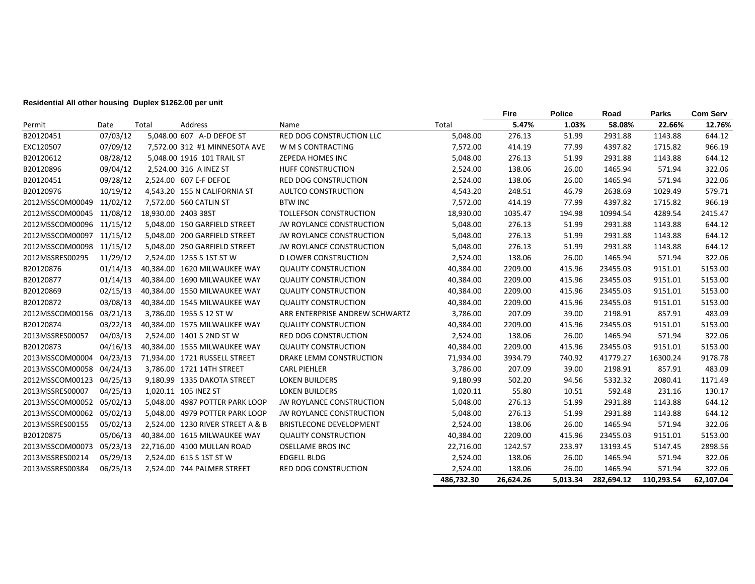**Residential All other housing Duplex $1262.00 per unit**

| Permit | Date | Total | Address | Name | Total | Fire<br>5.47% | Police<br>1.03% | Road<br>58.08% | Parks<br>22.66% | Com Serv<br>12.76% |
|---|---|---|---|---|---|---|---|---|---|---|
| B20120451 | 07/03/12 | 5,048.00 | 607 A-D DEFOE ST | RED DOG CONSTRUCTION LLC | 5,048.00 | 276.13 | 51.99 | 2931.88 | 1143.88 | 644.12 |
| EXC120507 | 07/09/12 | 7,572.00 | 312 #1 MINNESOTA AVE | W M S CONTRACTING | 7,572.00 | 414.19 | 77.99 | 4397.82 | 1715.82 | 966.19 |
| B20120612 | 08/28/12 | 5,048.00 | 1916 101 TRAIL ST | ZEPEDA HOMES INC | 5,048.00 | 276.13 | 51.99 | 2931.88 | 1143.88 | 644.12 |
| B20120896 | 09/04/12 | 2,524.00 | 316 A INEZ ST | HUFF CONSTRUCTION | 2,524.00 | 138.06 | 26.00 | 1465.94 | 571.94 | 322.06 |
| B20120451 | 09/28/12 | 2,524.00 | 607 E-F DEFOE | RED DOG CONSTRUCTION | 2,524.00 | 138.06 | 26.00 | 1465.94 | 571.94 | 322.06 |
| B20120976 | 10/19/12 | 4,543.20 | 155 N CALIFORNIA ST | AULTCO CONSTRUCTION | 4,543.20 | 248.51 | 46.79 | 2638.69 | 1029.49 | 579.71 |
| 2012MSSCOM00049 | 11/02/12 | 7,572.00 | 560 CATLIN ST | BTW INC | 7,572.00 | 414.19 | 77.99 | 4397.82 | 1715.82 | 966.19 |
| 2012MSSCOM00045 | 11/08/12 | 18,930.00 | 2403 38ST | TOLLEFSON CONSTRUCTION | 18,930.00 | 1035.47 | 194.98 | 10994.54 | 4289.54 | 2415.47 |
| 2012MSSCOM00096 | 11/15/12 | 5,048.00 | 150 GARFIELD STREET | JW ROYLANCE CONSTRUCTION | 5,048.00 | 276.13 | 51.99 | 2931.88 | 1143.88 | 644.12 |
| 2012MSSCOM00097 | 11/15/12 | 5,048.00 | 200 GARFIELD STREET | JW ROYLANCE CONSTRUCTION | 5,048.00 | 276.13 | 51.99 | 2931.88 | 1143.88 | 644.12 |
| 2012MSSCOM00098 | 11/15/12 | 5,048.00 | 250 GARFIELD STREET | JW ROYLANCE CONSTRUCTION | 5,048.00 | 276.13 | 51.99 | 2931.88 | 1143.88 | 644.12 |
| 2012MSSRES00295 | 11/29/12 | 2,524.00 | 1255 S 1ST ST W | D LOWER CONSTRUCTION | 2,524.00 | 138.06 | 26.00 | 1465.94 | 571.94 | 322.06 |
| B20120876 | 01/14/13 | 40,384.00 | 1620 MILWAUKEE WAY | QUALITY CONSTRUCTION | 40,384.00 | 2209.00 | 415.96 | 23455.03 | 9151.01 | 5153.00 |
| B20120877 | 01/14/13 | 40,384.00 | 1690 MILWAUKEE WAY | QUALITY CONSTRUCTION | 40,384.00 | 2209.00 | 415.96 | 23455.03 | 9151.01 | 5153.00 |
| B20120869 | 02/15/13 | 40,384.00 | 1550 MILWAUKEE WAY | QUALITY CONSTRUCTION | 40,384.00 | 2209.00 | 415.96 | 23455.03 | 9151.01 | 5153.00 |
| B20120872 | 03/08/13 | 40,384.00 | 1545 MILWAUKEE WAY | QUALITY CONSTRUCTION | 40,384.00 | 2209.00 | 415.96 | 23455.03 | 9151.01 | 5153.00 |
| 2012MSSCOM00156 | 03/21/13 | 3,786.00 | 1955 S 12 ST W | ARR ENTERPRISE ANDREW SCHWARTZ | 3,786.00 | 207.09 | 39.00 | 2198.91 | 857.91 | 483.09 |
| B20120874 | 03/22/13 | 40,384.00 | 1575 MILWAUKEE WAY | QUALITY CONSTRUCTION | 40,384.00 | 2209.00 | 415.96 | 23455.03 | 9151.01 | 5153.00 |
| 2013MSSRES00057 | 04/03/13 | 2,524.00 | 1401 S 2ND ST W | RED DOG CONSTRUCTION | 2,524.00 | 138.06 | 26.00 | 1465.94 | 571.94 | 322.06 |
| B20120873 | 04/16/13 | 40,384.00 | 1555 MILWAUKEE WAY | QUALITY CONSTRUCTION | 40,384.00 | 2209.00 | 415.96 | 23455.03 | 9151.01 | 5153.00 |
| 2013MSSCOM00004 | 04/23/13 | 71,934.00 | 1721 RUSSELL STREET | DRAKE LEMM CONSTRUCTION | 71,934.00 | 3934.79 | 740.92 | 41779.27 | 16300.24 | 9178.78 |
| 2013MSSCOM00058 | 04/24/13 | 3,786.00 | 1721 14TH STREET | CARL PIEHLER | 3,786.00 | 207.09 | 39.00 | 2198.91 | 857.91 | 483.09 |
| 2012MSSCOM00123 | 04/25/13 | 9,180.99 | 1335 DAKOTA STREET | LOKEN BUILDERS | 9,180.99 | 502.20 | 94.56 | 5332.32 | 2080.41 | 1171.49 |
| 2013MSSRES00007 | 04/25/13 | 1,020.11 | 105 INEZ ST | LOKEN BUILDERS | 1,020.11 | 55.80 | 10.51 | 592.48 | 231.16 | 130.17 |
| 2013MSSCOM00052 | 05/02/13 | 5,048.00 | 4987 POTTER PARK LOOP | JW ROYLANCE CONSTRUCTION | 5,048.00 | 276.13 | 51.99 | 2931.88 | 1143.88 | 644.12 |
| 2013MSSCOM00062 | 05/02/13 | 5,048.00 | 4979 POTTER PARK LOOP | JW ROYLANCE CONSTRUCTION | 5,048.00 | 276.13 | 51.99 | 2931.88 | 1143.88 | 644.12 |
| 2013MSSRES00155 | 05/02/13 | 2,524.00 | 1230 RIVER STREET A & B | BRISTLECONE DEVELOPMENT | 2,524.00 | 138.06 | 26.00 | 1465.94 | 571.94 | 322.06 |
| B20120875 | 05/06/13 | 40,384.00 | 1615 MILWAUKEE WAY | QUALITY CONSTRUCTION | 40,384.00 | 2209.00 | 415.96 | 23455.03 | 9151.01 | 5153.00 |
| 2013MSSCOM00073 | 05/23/13 | 22,716.00 | 4100 MULLAN ROAD | OSELLAME BROS INC | 22,716.00 | 1242.57 | 233.97 | 13193.45 | 5147.45 | 2898.56 |
| 2013MSSRES00214 | 05/29/13 | 2,524.00 | 615 S 1ST ST W | EDGELL BLDG | 2,524.00 | 138.06 | 26.00 | 1465.94 | 571.94 | 322.06 |
| 2013MSSRES00384 | 06/25/13 | 2,524.00 | 744 PALMER STREET | RED DOG CONSTRUCTION | 2,524.00 | 138.06 | 26.00 | 1465.94 | 571.94 | 322.06 |
| | | | | | **486,732.30** | **26,624.26** | **5,013.34** | **282,694.12** | **110,293.54** | **62,107.04** |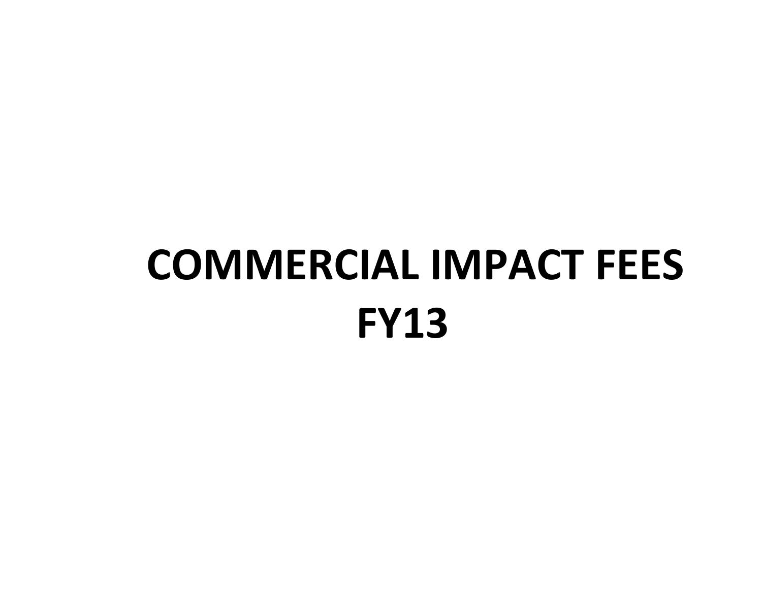# COMMERCIAL IMPACT FEES FY13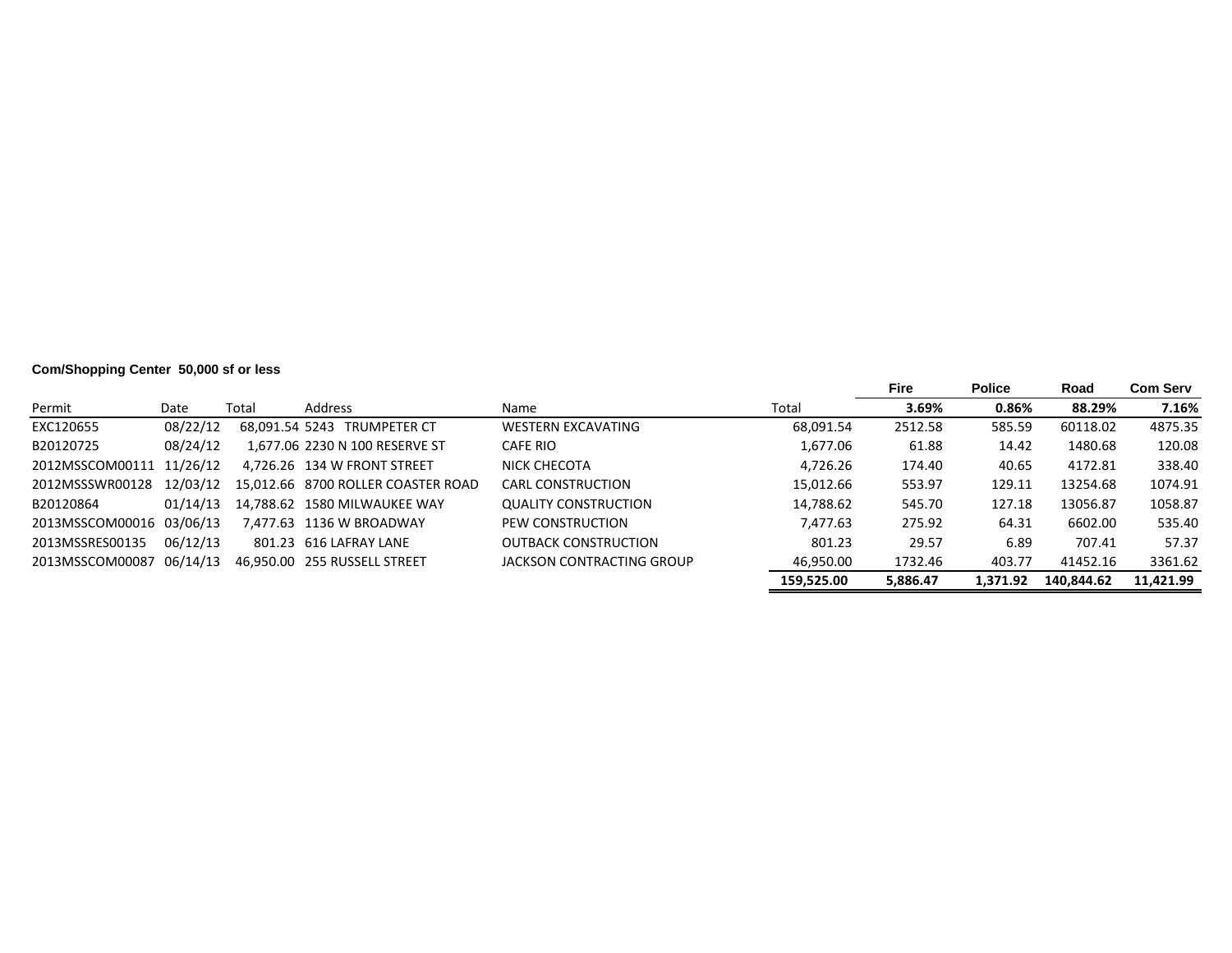**Com/Shopping Center 50,000 sf or less**

| Permit | Date | Total | Address | Name | Total | Fire<br>3.69% | Police<br>0.86% | Road<br>88.29% | Com Serv<br>7.16% |
|---|---|---|---|---|---|---|---|---|---|
| EXC120655 | 08/22/12 | 68,091.54 | 5243 TRUMPETER CT | WESTERN EXCAVATING | 68,091.54 | 2512.58 | 585.59 | 60118.02 | 4875.35 |
| B20120725 | 08/24/12 | 1,677.06 | 2230 N 100 RESERVE ST | CAFE RIO | 1,677.06 | 61.88 | 14.42 | 1480.68 | 120.08 |
| 2012MSSCOM00111 | 11/26/12 | 4,726.26 | 134 W FRONT STREET | NICK CHECOTA | 4,726.26 | 174.40 | 40.65 | 4172.81 | 338.40 |
| 2012MSSSWR00128 | 12/03/12 | 15,012.66 | 8700 ROLLER COASTER ROAD | CARL CONSTRUCTION | 15,012.66 | 553.97 | 129.11 | 13254.68 | 1074.91 |
| B20120864 | 01/14/13 | 14,788.62 | 1580 MILWAUKEE WAY | QUALITY CONSTRUCTION | 14,788.62 | 545.70 | 127.18 | 13056.87 | 1058.87 |
| 2013MSSCOM00016 | 03/06/13 | 7,477.63 | 1136 W BROADWAY | PEW CONSTRUCTION | 7,477.63 | 275.92 | 64.31 | 6602.00 | 535.40 |
| 2013MSSRES00135 | 06/12/13 | 801.23 | 616 LAFRAY LANE | OUTBACK CONSTRUCTION | 801.23 | 29.57 | 6.89 | 707.41 | 57.37 |
| 2013MSSCOM00087 | 06/14/13 | 46,950.00 | 255 RUSSELL STREET | JACKSON CONTRACTING GROUP | 46,950.00 | 1732.46 | 403.77 | 41452.16 | 3361.62 |
| | | | | | **159,525.00** | **5,886.47** | **1,371.92** | **140,844.62** | **11,421.99** |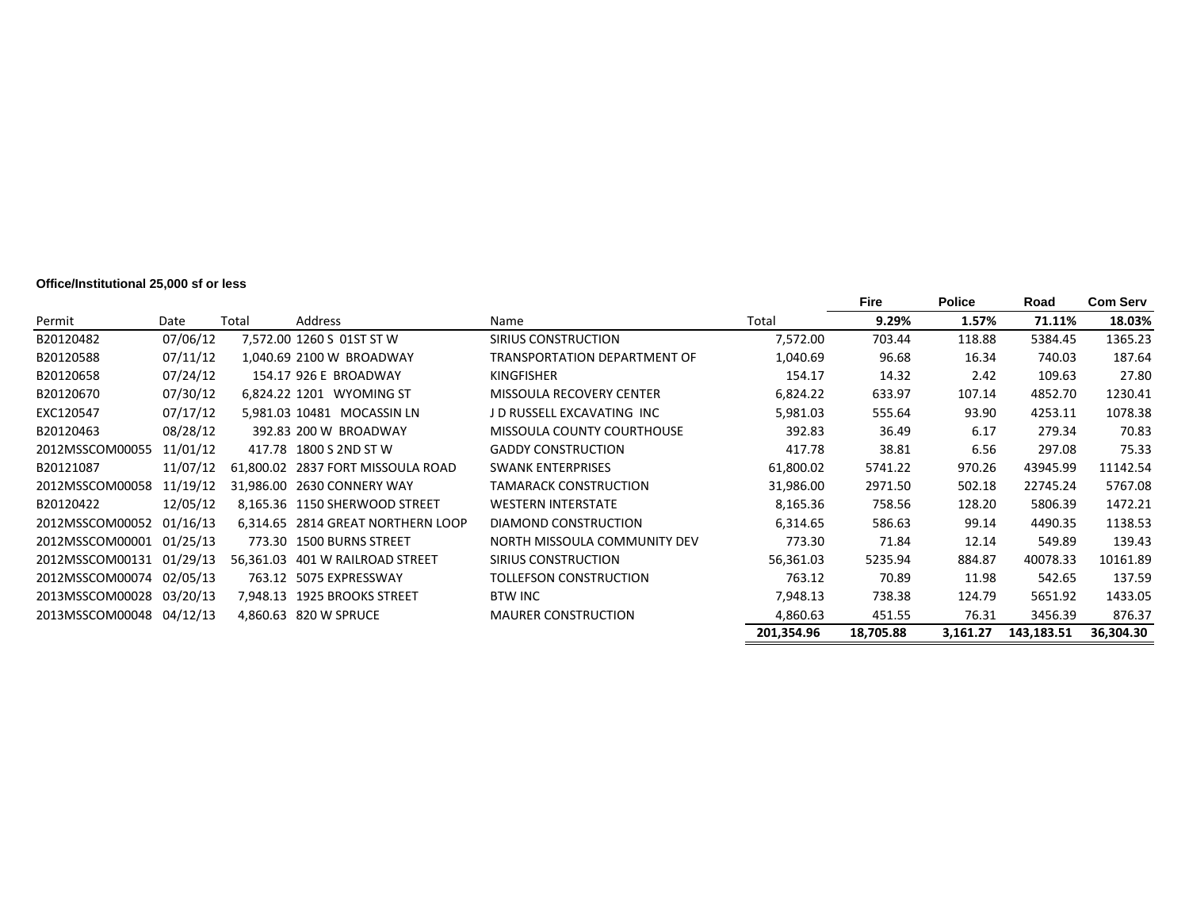**Office/Institutional 25,000 sf or less**

| Permit | Date | Total | Address | Name | Total | Fire<br>9.29% | Police<br>1.57% | Road<br>71.11% | Com Serv<br>18.03% |
|---|---|---|---|---|---|---|---|---|---|
| B20120482 | 07/06/12 | 7,572.00 | 1260 S 01ST ST W | SIRIUS CONSTRUCTION | 7,572.00 | 703.44 | 118.88 | 5384.45 | 1365.23 |
| B20120588 | 07/11/12 | 1,040.69 | 2100 W BROADWAY | TRANSPORTATION DEPARTMENT OF | 1,040.69 | 96.68 | 16.34 | 740.03 | 187.64 |
| B20120658 | 07/24/12 | 154.17 | 926 E BROADWAY | KINGFISHER | 154.17 | 14.32 | 2.42 | 109.63 | 27.80 |
| B20120670 | 07/30/12 | 6,824.22 | 1201 WYOMING ST | MISSOULA RECOVERY CENTER | 6,824.22 | 633.97 | 107.14 | 4852.70 | 1230.41 |
| EXC120547 | 07/17/12 | 5,981.03 | 10481 MOCASSIN LN | J D RUSSELL EXCAVATING INC | 5,981.03 | 555.64 | 93.90 | 4253.11 | 1078.38 |
| B20120463 | 08/28/12 | 392.83 | 200 W BROADWAY | MISSOULA COUNTY COURTHOUSE | 392.83 | 36.49 | 6.17 | 279.34 | 70.83 |
| 2012MSSCOM00055 | 11/01/12 | 417.78 | 1800 S 2ND ST W | GADDY CONSTRUCTION | 417.78 | 38.81 | 6.56 | 297.08 | 75.33 |
| B20121087 | 11/07/12 | 61,800.02 | 2837 FORT MISSOULA ROAD | SWANK ENTERPRISES | 61,800.02 | 5741.22 | 970.26 | 43945.99 | 11142.54 |
| 2012MSSCOM00058 | 11/19/12 | 31,986.00 | 2630 CONNERY WAY | TAMARACK CONSTRUCTION | 31,986.00 | 2971.50 | 502.18 | 22745.24 | 5767.08 |
| B20120422 | 12/05/12 | 8,165.36 | 1150 SHERWOOD STREET | WESTERN INTERSTATE | 8,165.36 | 758.56 | 128.20 | 5806.39 | 1472.21 |
| 2012MSSCOM00052 | 01/16/13 | 6,314.65 | 2814 GREAT NORTHERN LOOP | DIAMOND CONSTRUCTION | 6,314.65 | 586.63 | 99.14 | 4490.35 | 1138.53 |
| 2012MSSCOM00001 | 01/25/13 | 773.30 | 1500 BURNS STREET | NORTH MISSOULA COMMUNITY DEV | 773.30 | 71.84 | 12.14 | 549.89 | 139.43 |
| 2012MSSCOM00131 | 01/29/13 | 56,361.03 | 401 W RAILROAD STREET | SIRIUS CONSTRUCTION | 56,361.03 | 5235.94 | 884.87 | 40078.33 | 10161.89 |
| 2012MSSCOM00074 | 02/05/13 | 763.12 | 5075 EXPRESSWAY | TOLLEFSON CONSTRUCTION | 763.12 | 70.89 | 11.98 | 542.65 | 137.59 |
| 2013MSSCOM00028 | 03/20/13 | 7,948.13 | 1925 BROOKS STREET | BTW INC | 7,948.13 | 738.38 | 124.79 | 5651.92 | 1433.05 |
| 2013MSSCOM00048 | 04/12/13 | 4,860.63 | 820 W SPRUCE | MAURER CONSTRUCTION | 4,860.63 | 451.55 | 76.31 | 3456.39 | 876.37 |
| | | | | | **201,354.96** | **18,705.88** | **3,161.27** | **143,183.51** | **36,304.30** |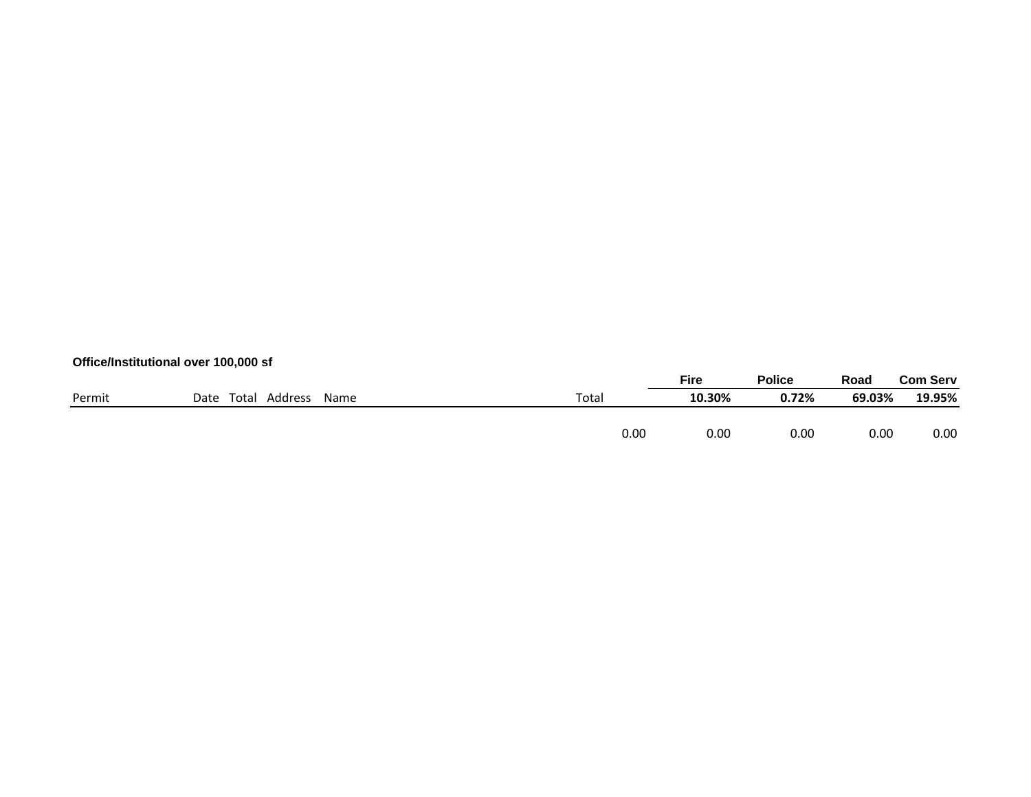**Office/Institutional over 100,000 sf**

| Permit | Date | Total | Address | Name | Total | Fire | Police | Road | Com Serv |
|---|---|---|---|---|---|---|---|---|---|
| | | | | | | **10.30%** | **0.72%** | **69.03%** | **19.95%** |
| | | | | | 0.00 | 0.00 | 0.00 | 0.00 | 0.00 |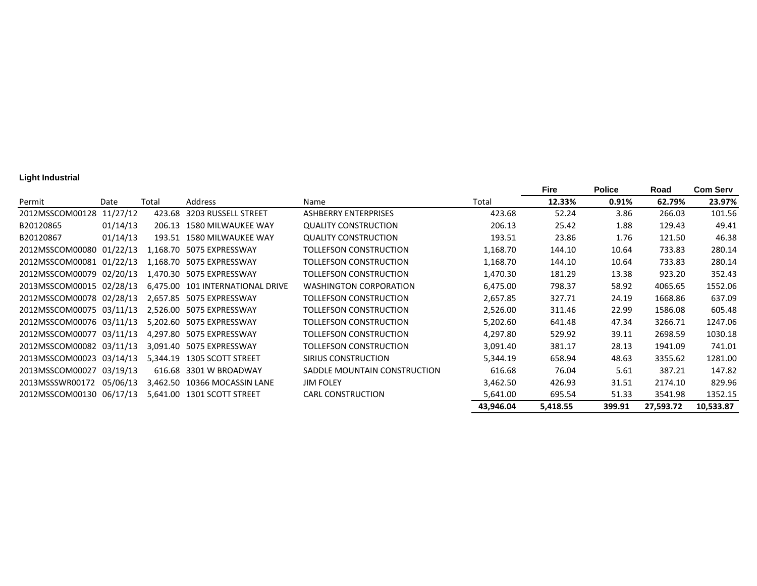**Light Industrial**

| Permit | Date | Total | Address | Name | Total | Fire<br>12.33% | Police<br>0.91% | Road<br>62.79% | Com Serv<br>23.97% |
|---|---|---|---|---|---|---|---|---|---|
| 2012MSSCOM00128 | 11/27/12 | 423.68 | 3203 RUSSELL STREET | ASHBERRY ENTERPRISES | 423.68 | 52.24 | 3.86 | 266.03 | 101.56 |
| B20120865 | 01/14/13 | 206.13 | 1580 MILWAUKEE WAY | QUALITY CONSTRUCTION | 206.13 | 25.42 | 1.88 | 129.43 | 49.41 |
| B20120867 | 01/14/13 | 193.51 | 1580 MILWAUKEE WAY | QUALITY CONSTRUCTION | 193.51 | 23.86 | 1.76 | 121.50 | 46.38 |
| 2012MSSCOM00080 | 01/22/13 | 1,168.70 | 5075 EXPRESSWAY | TOLLEFSON CONSTRUCTION | 1,168.70 | 144.10 | 10.64 | 733.83 | 280.14 |
| 2012MSSCOM00081 | 01/22/13 | 1,168.70 | 5075 EXPRESSWAY | TOLLEFSON CONSTRUCTION | 1,168.70 | 144.10 | 10.64 | 733.83 | 280.14 |
| 2012MSSCOM00079 | 02/20/13 | 1,470.30 | 5075 EXPRESSWAY | TOLLEFSON CONSTRUCTION | 1,470.30 | 181.29 | 13.38 | 923.20 | 352.43 |
| 2013MSSCOM00015 | 02/28/13 | 6,475.00 | 101 INTERNATIONAL DRIVE | WASHINGTON CORPORATION | 6,475.00 | 798.37 | 58.92 | 4065.65 | 1552.06 |
| 2012MSSCOM00078 | 02/28/13 | 2,657.85 | 5075 EXPRESSWAY | TOLLEFSON CONSTRUCTION | 2,657.85 | 327.71 | 24.19 | 1668.86 | 637.09 |
| 2012MSSCOM00075 | 03/11/13 | 2,526.00 | 5075 EXPRESSWAY | TOLLEFSON CONSTRUCTION | 2,526.00 | 311.46 | 22.99 | 1586.08 | 605.48 |
| 2012MSSCOM00076 | 03/11/13 | 5,202.60 | 5075 EXPRESSWAY | TOLLEFSON CONSTRUCTION | 5,202.60 | 641.48 | 47.34 | 3266.71 | 1247.06 |
| 2012MSSCOM00077 | 03/11/13 | 4,297.80 | 5075 EXPRESSWAY | TOLLEFSON CONSTRUCTION | 4,297.80 | 529.92 | 39.11 | 2698.59 | 1030.18 |
| 2012MSSCOM00082 | 03/11/13 | 3,091.40 | 5075 EXPRESSWAY | TOLLEFSON CONSTRUCTION | 3,091.40 | 381.17 | 28.13 | 1941.09 | 741.01 |
| 2013MSSCOM00023 | 03/14/13 | 5,344.19 | 1305 SCOTT STREET | SIRIUS CONSTRUCTION | 5,344.19 | 658.94 | 48.63 | 3355.62 | 1281.00 |
| 2013MSSCOM00027 | 03/19/13 | 616.68 | 3301 W BROADWAY | SADDLE MOUNTAIN CONSTRUCTION | 616.68 | 76.04 | 5.61 | 387.21 | 147.82 |
| 2013MSSSWR00172 | 05/06/13 | 3,462.50 | 10366 MOCASSIN LANE | JIM FOLEY | 3,462.50 | 426.93 | 31.51 | 2174.10 | 829.96 |
| 2012MSSCOM00130 | 06/17/13 | 5,641.00 | 1301 SCOTT STREET | CARL CONSTRUCTION | 5,641.00 | 695.54 | 51.33 | 3541.98 | 1352.15 |
| | | | | | **43,946.04** | **5,418.55** | **399.91** | **27,593.72** | **10,533.87** |